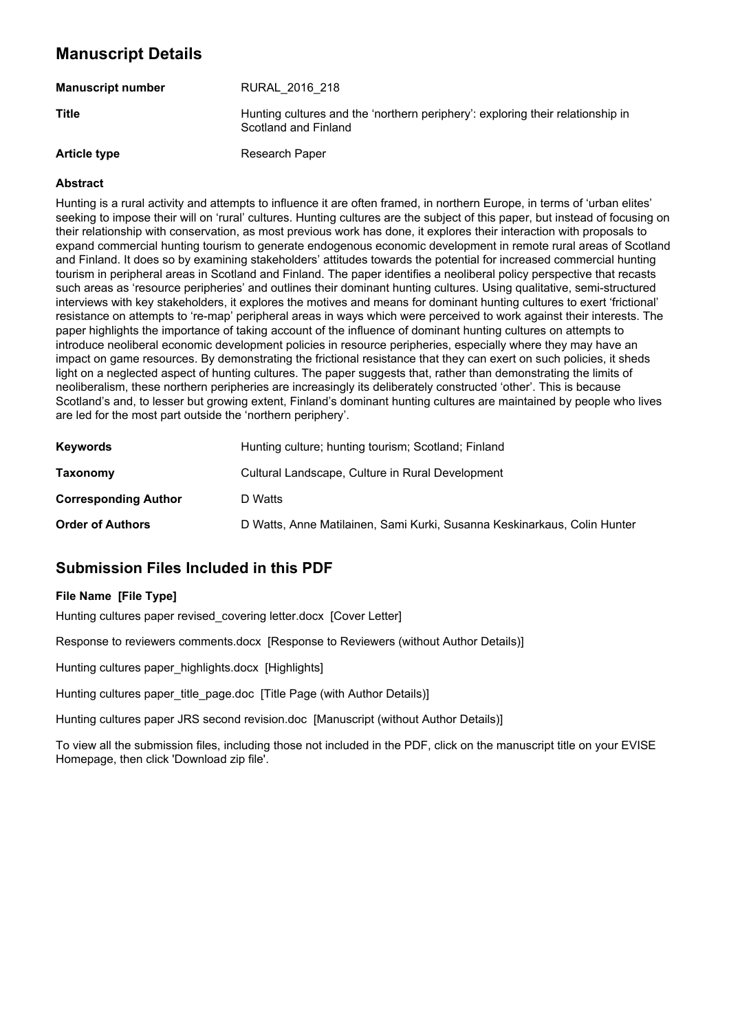## Manuscript Details

| | |
|---|---|
| **Manuscript number** | RURAL_2016_218 |
| **Title** | Hunting cultures and the 'northern periphery': exploring their relationship in Scotland and Finland |
| **Article type** | Research Paper |

### Abstract

Hunting is a rural activity and attempts to influence it are often framed, in northern Europe, in terms of 'urban elites' seeking to impose their will on 'rural' cultures. Hunting cultures are the subject of this paper, but instead of focusing on their relationship with conservation, as most previous work has done, it explores their interaction with proposals to expand commercial hunting tourism to generate endogenous economic development in remote rural areas of Scotland and Finland. It does so by examining stakeholders' attitudes towards the potential for increased commercial hunting tourism in peripheral areas in Scotland and Finland. The paper identifies a neoliberal policy perspective that recasts such areas as 'resource peripheries' and outlines their dominant hunting cultures. Using qualitative, semi-structured interviews with key stakeholders, it explores the motives and means for dominant hunting cultures to exert 'frictional' resistance on attempts to 're-map' peripheral areas in ways which were perceived to work against their interests. The paper highlights the importance of taking account of the influence of dominant hunting cultures on attempts to introduce neoliberal economic development policies in resource peripheries, especially where they may have an impact on game resources. By demonstrating the frictional resistance that they can exert on such policies, it sheds light on a neglected aspect of hunting cultures. The paper suggests that, rather than demonstrating the limits of neoliberalism, these northern peripheries are increasingly its deliberately constructed 'other'. This is because Scotland's and, to lesser but growing extent, Finland's dominant hunting cultures are maintained by people who lives are led for the most part outside the 'northern periphery'.

| | |
|---|---|
| **Keywords** | Hunting culture; hunting tourism; Scotland; Finland |
| **Taxonomy** | Cultural Landscape, Culture in Rural Development |
| **Corresponding Author** | D Watts |
| **Order of Authors** | D Watts, Anne Matilainen, Sami Kurki, Susanna Keskinarkaus, Colin Hunter |

## Submission Files Included in this PDF

**File Name [File Type]**

Hunting cultures paper revised_covering letter.docx [Cover Letter]

Response to reviewers comments.docx [Response to Reviewers (without Author Details)]

Hunting cultures paper_highlights.docx [Highlights]

Hunting cultures paper_title_page.doc [Title Page (with Author Details)]

Hunting cultures paper JRS second revision.doc [Manuscript (without Author Details)]

To view all the submission files, including those not included in the PDF, click on the manuscript title on your EVISE Homepage, then click 'Download zip file'.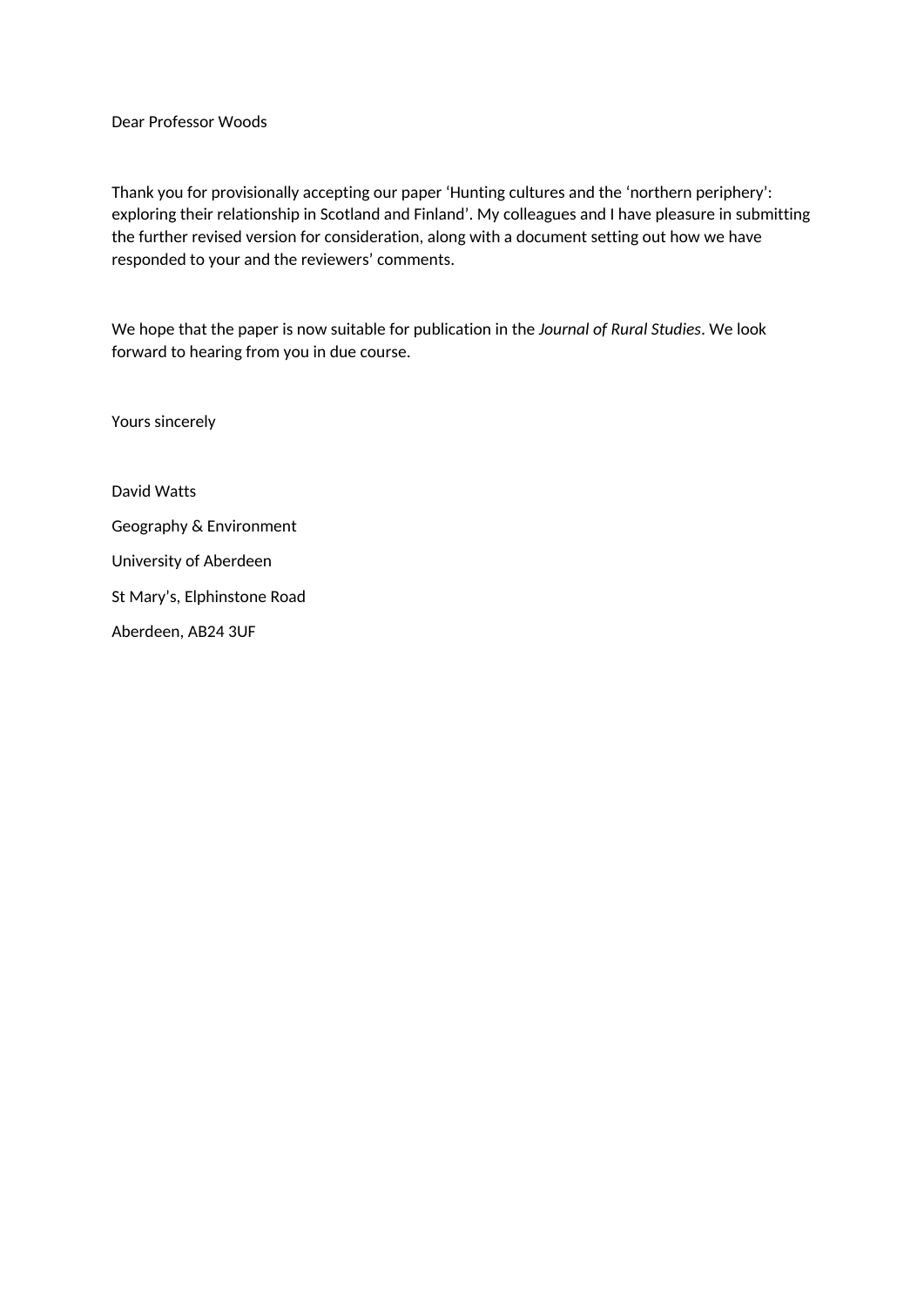Dear Professor Woods

Thank you for provisionally accepting our paper ‘Hunting cultures and the ‘northern periphery’: exploring their relationship in Scotland and Finland’. My colleagues and I have pleasure in submitting the further revised version for consideration, along with a document setting out how we have responded to your and the reviewers’ comments.

We hope that the paper is now suitable for publication in the *Journal of Rural Studies*. We look forward to hearing from you in due course.

Yours sincerely

David Watts

Geography & Environment

University of Aberdeen

St Mary’s, Elphinstone Road

Aberdeen, AB24 3UF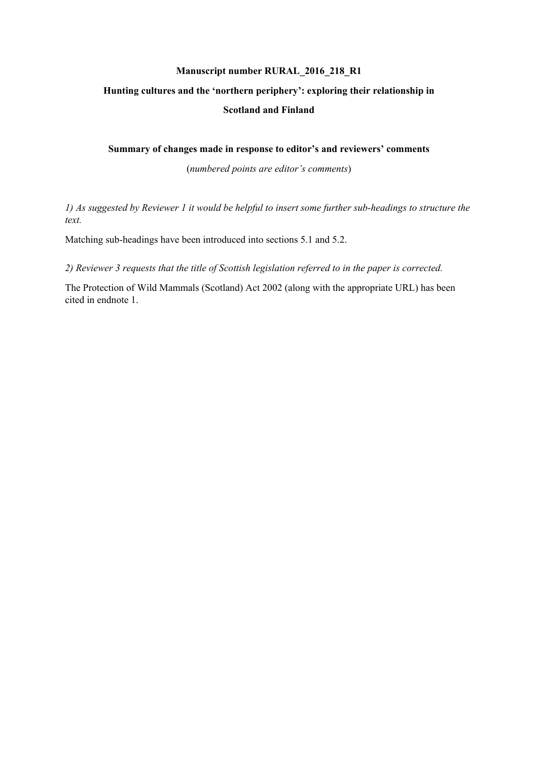**Manuscript number RURAL_2016_218_R1**

**Hunting cultures and the 'northern periphery': exploring their relationship in Scotland and Finland**

**Summary of changes made in response to editor's and reviewers' comments**

(*numbered points are editor's comments*)

*1) As suggested by Reviewer 1 it would be helpful to insert some further sub-headings to structure the text.*

Matching sub-headings have been introduced into sections 5.1 and 5.2.

*2) Reviewer 3 requests that the title of Scottish legislation referred to in the paper is corrected.*

The Protection of Wild Mammals (Scotland) Act 2002 (along with the appropriate URL) has been cited in endnote 1.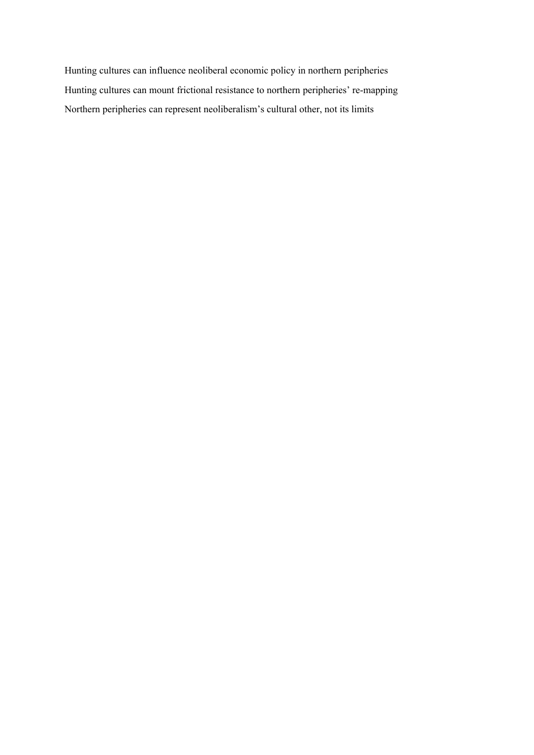Hunting cultures can influence neoliberal economic policy in northern peripheries

Hunting cultures can mount frictional resistance to northern peripheries' re-mapping

Northern peripheries can represent neoliberalism's cultural other, not its limits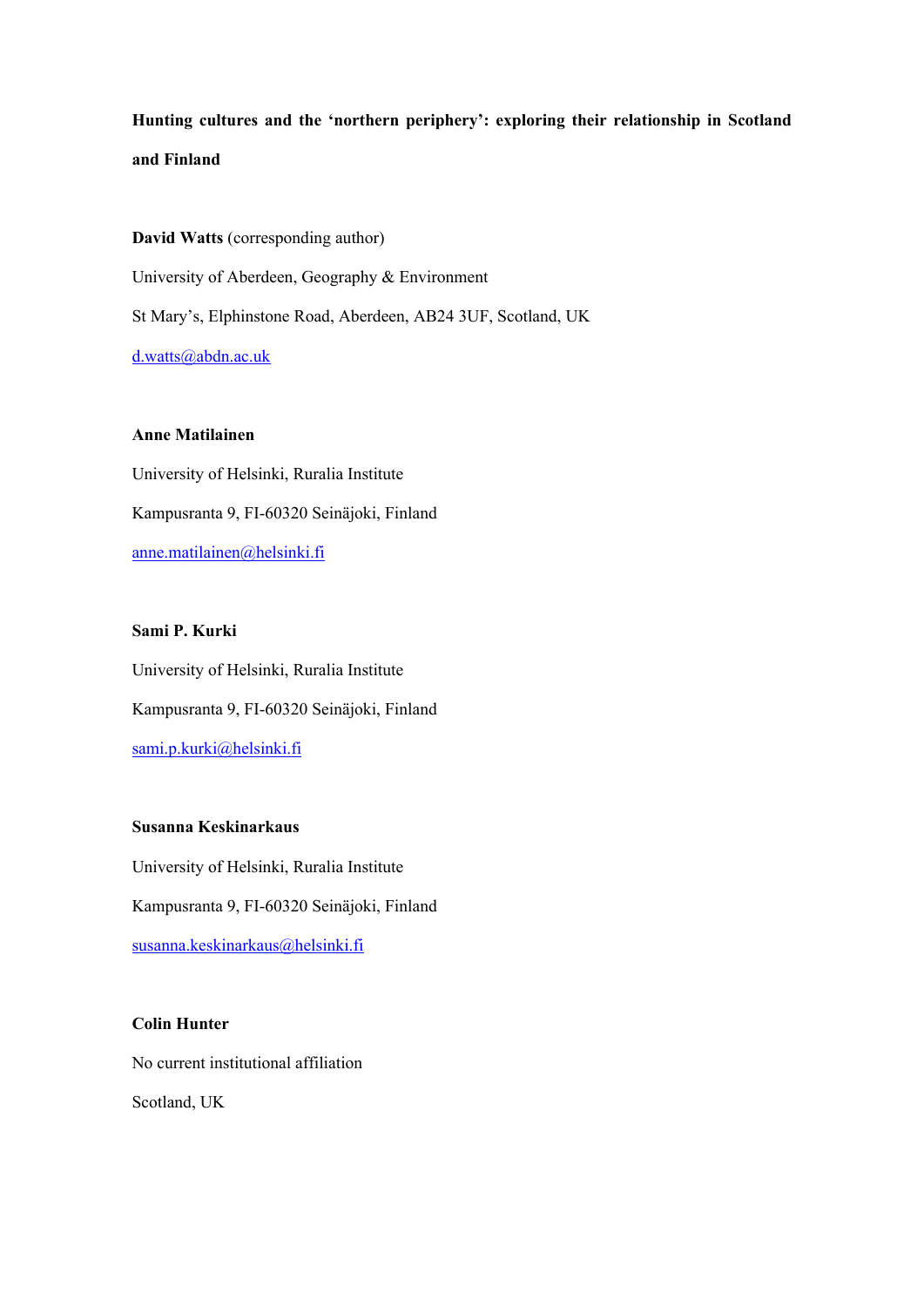**Hunting cultures and the 'northern periphery': exploring their relationship in Scotland and Finland**

**David Watts** (corresponding author)

University of Aberdeen, Geography & Environment

St Mary's, Elphinstone Road, Aberdeen, AB24 3UF, Scotland, UK

d.watts@abdn.ac.uk

**Anne Matilainen**

University of Helsinki, Ruralia Institute

Kampusranta 9, FI-60320 Seinäjoki, Finland

anne.matilainen@helsinki.fi

**Sami P. Kurki**

University of Helsinki, Ruralia Institute

Kampusranta 9, FI-60320 Seinäjoki, Finland

sami.p.kurki@helsinki.fi

**Susanna Keskinarkaus**

University of Helsinki, Ruralia Institute

Kampusranta 9, FI-60320 Seinäjoki, Finland

susanna.keskinarkaus@helsinki.fi

**Colin Hunter**

No current institutional affiliation

Scotland, UK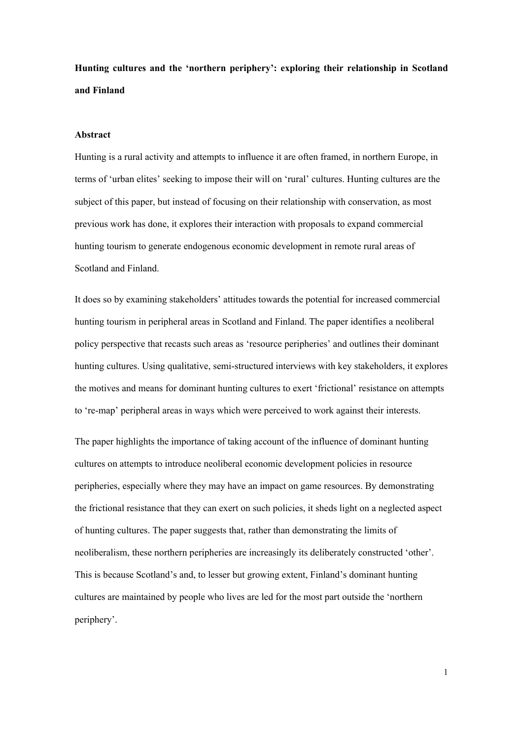**Hunting cultures and the 'northern periphery': exploring their relationship in Scotland and Finland**

**Abstract**

Hunting is a rural activity and attempts to influence it are often framed, in northern Europe, in terms of 'urban elites' seeking to impose their will on 'rural' cultures. Hunting cultures are the subject of this paper, but instead of focusing on their relationship with conservation, as most previous work has done, it explores their interaction with proposals to expand commercial hunting tourism to generate endogenous economic development in remote rural areas of Scotland and Finland.

It does so by examining stakeholders' attitudes towards the potential for increased commercial hunting tourism in peripheral areas in Scotland and Finland. The paper identifies a neoliberal policy perspective that recasts such areas as 'resource peripheries' and outlines their dominant hunting cultures. Using qualitative, semi-structured interviews with key stakeholders, it explores the motives and means for dominant hunting cultures to exert 'frictional' resistance on attempts to 're-map' peripheral areas in ways which were perceived to work against their interests.

The paper highlights the importance of taking account of the influence of dominant hunting cultures on attempts to introduce neoliberal economic development policies in resource peripheries, especially where they may have an impact on game resources. By demonstrating the frictional resistance that they can exert on such policies, it sheds light on a neglected aspect of hunting cultures. The paper suggests that, rather than demonstrating the limits of neoliberalism, these northern peripheries are increasingly its deliberately constructed 'other'. This is because Scotland's and, to lesser but growing extent, Finland's dominant hunting cultures are maintained by people who lives are led for the most part outside the 'northern periphery'.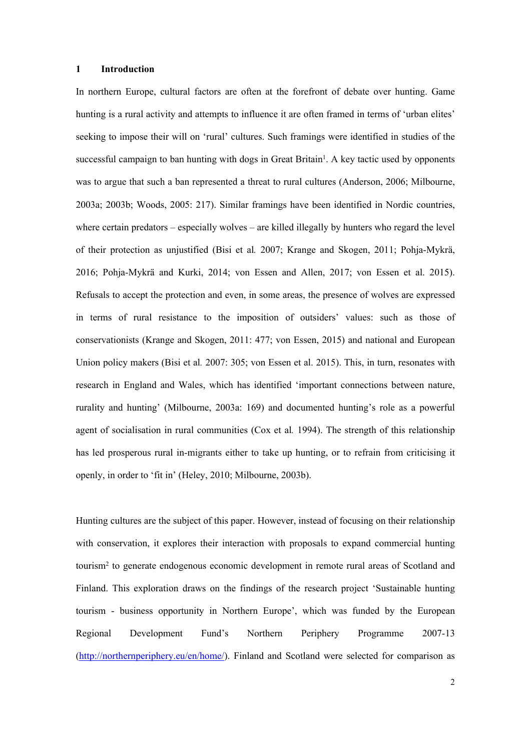# 1 Introduction

In northern Europe, cultural factors are often at the forefront of debate over hunting. Game hunting is a rural activity and attempts to influence it are often framed in terms of 'urban elites' seeking to impose their will on 'rural' cultures. Such framings were identified in studies of the successful campaign to ban hunting with dogs in Great Britain[1]. A key tactic used by opponents was to argue that such a ban represented a threat to rural cultures (Anderson, 2006; Milbourne, 2003a; 2003b; Woods, 2005: 217). Similar framings have been identified in Nordic countries, where certain predators – especially wolves – are killed illegally by hunters who regard the level of their protection as unjustified (Bisi et al*.* 2007; Krange and Skogen, 2011; Pohja-Mykrä, 2016; Pohja-Mykrä and Kurki, 2014; von Essen and Allen, 2017; von Essen et al. 2015). Refusals to accept the protection and even, in some areas, the presence of wolves are expressed in terms of rural resistance to the imposition of outsiders' values: such as those of conservationists (Krange and Skogen, 2011: 477; von Essen, 2015) and national and European Union policy makers (Bisi et al*.* 2007: 305; von Essen et al. 2015). This, in turn, resonates with research in England and Wales, which has identified 'important connections between nature, rurality and hunting' (Milbourne, 2003a: 169) and documented hunting's role as a powerful agent of socialisation in rural communities (Cox et al*.* 1994). The strength of this relationship has led prosperous rural in-migrants either to take up hunting, or to refrain from criticising it openly, in order to 'fit in' (Heley, 2010; Milbourne, 2003b).

Hunting cultures are the subject of this paper. However, instead of focusing on their relationship with conservation, it explores their interaction with proposals to expand commercial hunting tourism[2] to generate endogenous economic development in remote rural areas of Scotland and Finland. This exploration draws on the findings of the research project 'Sustainable hunting tourism - business opportunity in Northern Europe', which was funded by the European Regional Development Fund's Northern Periphery Programme 2007-13 (http://northernperiphery.eu/en/home/). Finland and Scotland were selected for comparison as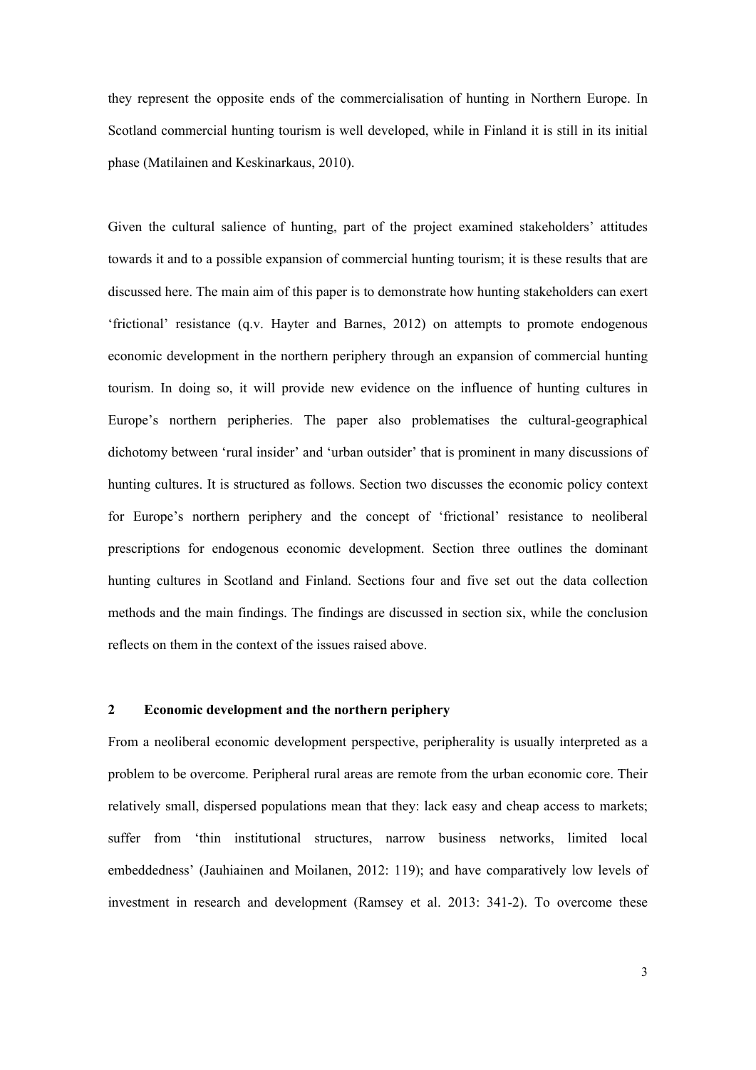they represent the opposite ends of the commercialisation of hunting in Northern Europe. In Scotland commercial hunting tourism is well developed, while in Finland it is still in its initial phase (Matilainen and Keskinarkaus, 2010).

Given the cultural salience of hunting, part of the project examined stakeholders' attitudes towards it and to a possible expansion of commercial hunting tourism; it is these results that are discussed here. The main aim of this paper is to demonstrate how hunting stakeholders can exert 'frictional' resistance (q.v. Hayter and Barnes, 2012) on attempts to promote endogenous economic development in the northern periphery through an expansion of commercial hunting tourism. In doing so, it will provide new evidence on the influence of hunting cultures in Europe's northern peripheries. The paper also problematises the cultural-geographical dichotomy between 'rural insider' and 'urban outsider' that is prominent in many discussions of hunting cultures. It is structured as follows. Section two discusses the economic policy context for Europe's northern periphery and the concept of 'frictional' resistance to neoliberal prescriptions for endogenous economic development. Section three outlines the dominant hunting cultures in Scotland and Finland. Sections four and five set out the data collection methods and the main findings. The findings are discussed in section six, while the conclusion reflects on them in the context of the issues raised above.

## 2 Economic development and the northern periphery

From a neoliberal economic development perspective, peripherality is usually interpreted as a problem to be overcome. Peripheral rural areas are remote from the urban economic core. Their relatively small, dispersed populations mean that they: lack easy and cheap access to markets; suffer from 'thin institutional structures, narrow business networks, limited local embeddedness' (Jauhiainen and Moilanen, 2012: 119); and have comparatively low levels of investment in research and development (Ramsey et al. 2013: 341-2). To overcome these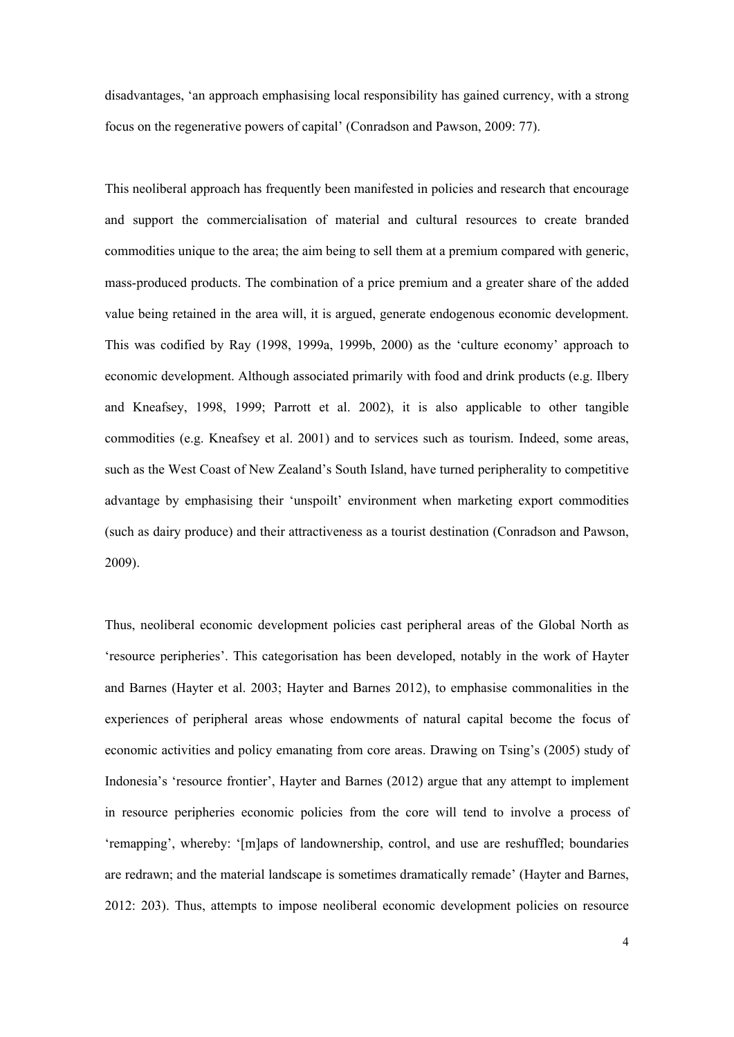disadvantages, 'an approach emphasising local responsibility has gained currency, with a strong focus on the regenerative powers of capital' (Conradson and Pawson, 2009: 77).

This neoliberal approach has frequently been manifested in policies and research that encourage and support the commercialisation of material and cultural resources to create branded commodities unique to the area; the aim being to sell them at a premium compared with generic, mass-produced products. The combination of a price premium and a greater share of the added value being retained in the area will, it is argued, generate endogenous economic development. This was codified by Ray (1998, 1999a, 1999b, 2000) as the 'culture economy' approach to economic development. Although associated primarily with food and drink products (e.g. Ilbery and Kneafsey, 1998, 1999; Parrott et al. 2002), it is also applicable to other tangible commodities (e.g. Kneafsey et al. 2001) and to services such as tourism. Indeed, some areas, such as the West Coast of New Zealand's South Island, have turned peripherality to competitive advantage by emphasising their 'unspoilt' environment when marketing export commodities (such as dairy produce) and their attractiveness as a tourist destination (Conradson and Pawson, 2009).

Thus, neoliberal economic development policies cast peripheral areas of the Global North as 'resource peripheries'. This categorisation has been developed, notably in the work of Hayter and Barnes (Hayter et al. 2003; Hayter and Barnes 2012), to emphasise commonalities in the experiences of peripheral areas whose endowments of natural capital become the focus of economic activities and policy emanating from core areas. Drawing on Tsing's (2005) study of Indonesia's 'resource frontier', Hayter and Barnes (2012) argue that any attempt to implement in resource peripheries economic policies from the core will tend to involve a process of 'remapping', whereby: '[m]aps of landownership, control, and use are reshuffled; boundaries are redrawn; and the material landscape is sometimes dramatically remade' (Hayter and Barnes, 2012: 203). Thus, attempts to impose neoliberal economic development policies on resource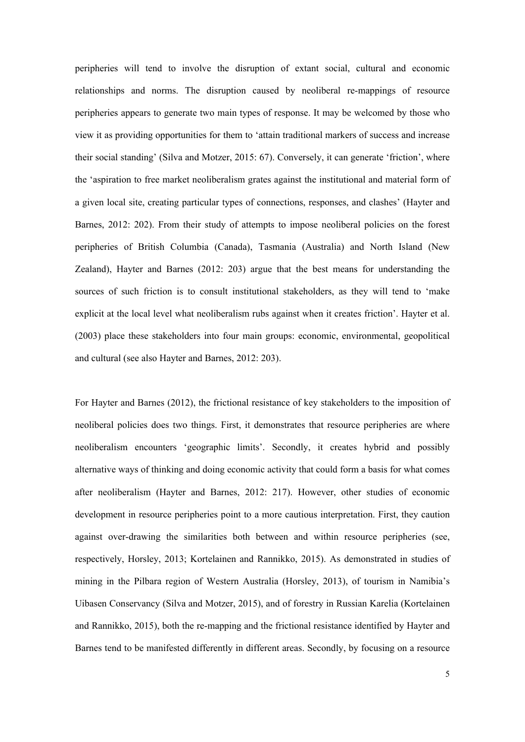peripheries will tend to involve the disruption of extant social, cultural and economic relationships and norms. The disruption caused by neoliberal re-mappings of resource peripheries appears to generate two main types of response. It may be welcomed by those who view it as providing opportunities for them to 'attain traditional markers of success and increase their social standing' (Silva and Motzer, 2015: 67). Conversely, it can generate 'friction', where the 'aspiration to free market neoliberalism grates against the institutional and material form of a given local site, creating particular types of connections, responses, and clashes' (Hayter and Barnes, 2012: 202). From their study of attempts to impose neoliberal policies on the forest peripheries of British Columbia (Canada), Tasmania (Australia) and North Island (New Zealand), Hayter and Barnes (2012: 203) argue that the best means for understanding the sources of such friction is to consult institutional stakeholders, as they will tend to 'make explicit at the local level what neoliberalism rubs against when it creates friction'. Hayter et al. (2003) place these stakeholders into four main groups: economic, environmental, geopolitical and cultural (see also Hayter and Barnes, 2012: 203).

For Hayter and Barnes (2012), the frictional resistance of key stakeholders to the imposition of neoliberal policies does two things. First, it demonstrates that resource peripheries are where neoliberalism encounters 'geographic limits'. Secondly, it creates hybrid and possibly alternative ways of thinking and doing economic activity that could form a basis for what comes after neoliberalism (Hayter and Barnes, 2012: 217). However, other studies of economic development in resource peripheries point to a more cautious interpretation. First, they caution against over-drawing the similarities both between and within resource peripheries (see, respectively, Horsley, 2013; Kortelainen and Rannikko, 2015). As demonstrated in studies of mining in the Pilbara region of Western Australia (Horsley, 2013), of tourism in Namibia's Uibasen Conservancy (Silva and Motzer, 2015), and of forestry in Russian Karelia (Kortelainen and Rannikko, 2015), both the re-mapping and the frictional resistance identified by Hayter and Barnes tend to be manifested differently in different areas. Secondly, by focusing on a resource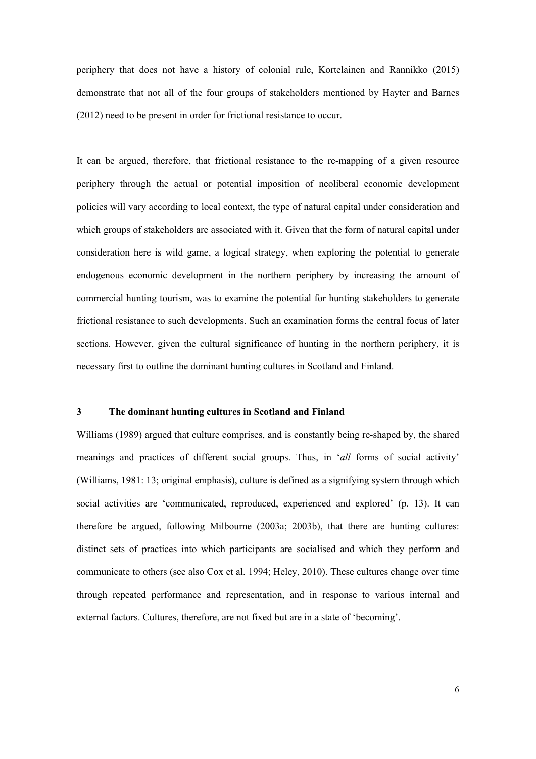periphery that does not have a history of colonial rule, Kortelainen and Rannikko (2015) demonstrate that not all of the four groups of stakeholders mentioned by Hayter and Barnes (2012) need to be present in order for frictional resistance to occur.

It can be argued, therefore, that frictional resistance to the re-mapping of a given resource periphery through the actual or potential imposition of neoliberal economic development policies will vary according to local context, the type of natural capital under consideration and which groups of stakeholders are associated with it. Given that the form of natural capital under consideration here is wild game, a logical strategy, when exploring the potential to generate endogenous economic development in the northern periphery by increasing the amount of commercial hunting tourism, was to examine the potential for hunting stakeholders to generate frictional resistance to such developments. Such an examination forms the central focus of later sections. However, given the cultural significance of hunting in the northern periphery, it is necessary first to outline the dominant hunting cultures in Scotland and Finland.

## 3 The dominant hunting cultures in Scotland and Finland

Williams (1989) argued that culture comprises, and is constantly being re-shaped by, the shared meanings and practices of different social groups. Thus, in '*all* forms of social activity' (Williams, 1981: 13; original emphasis), culture is defined as a signifying system through which social activities are 'communicated, reproduced, experienced and explored' (p. 13). It can therefore be argued, following Milbourne (2003a; 2003b), that there are hunting cultures: distinct sets of practices into which participants are socialised and which they perform and communicate to others (see also Cox et al. 1994; Heley, 2010). These cultures change over time through repeated performance and representation, and in response to various internal and external factors. Cultures, therefore, are not fixed but are in a state of 'becoming'.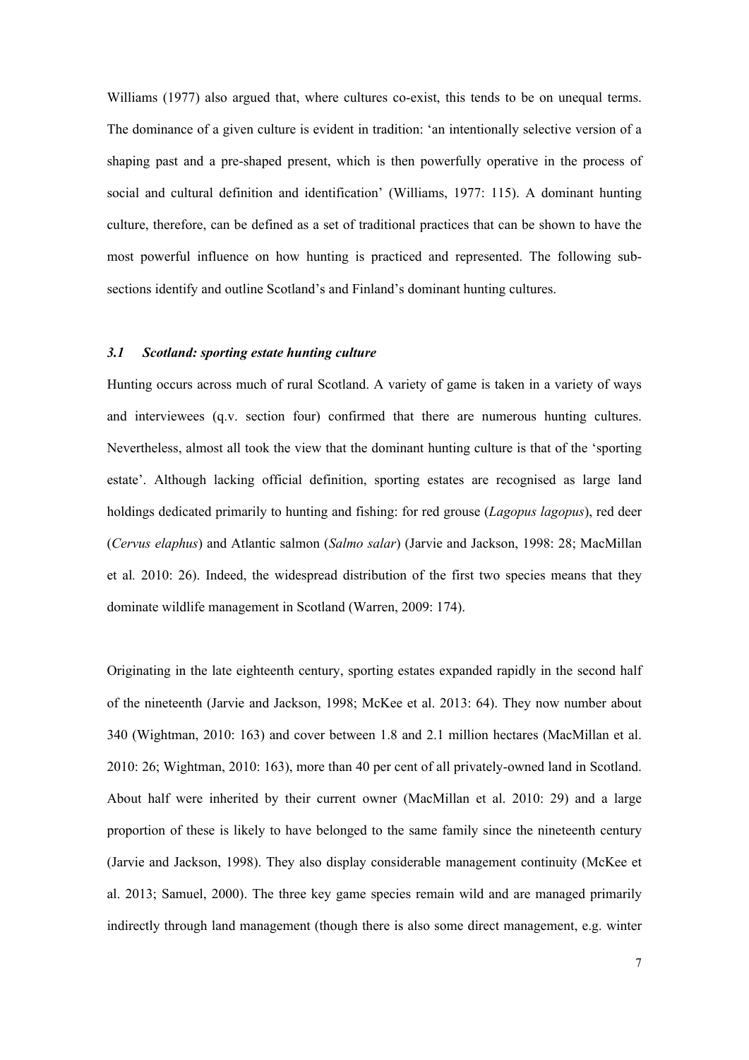Williams (1977) also argued that, where cultures co-exist, this tends to be on unequal terms. The dominance of a given culture is evident in tradition: 'an intentionally selective version of a shaping past and a pre-shaped present, which is then powerfully operative in the process of social and cultural definition and identification' (Williams, 1977: 115). A dominant hunting culture, therefore, can be defined as a set of traditional practices that can be shown to have the most powerful influence on how hunting is practiced and represented. The following sub-sections identify and outline Scotland's and Finland's dominant hunting cultures.

### *3.1 Scotland: sporting estate hunting culture*

Hunting occurs across much of rural Scotland. A variety of game is taken in a variety of ways and interviewees (q.v. section four) confirmed that there are numerous hunting cultures. Nevertheless, almost all took the view that the dominant hunting culture is that of the 'sporting estate'. Although lacking official definition, sporting estates are recognised as large land holdings dedicated primarily to hunting and fishing: for red grouse (*Lagopus lagopus*), red deer (*Cervus elaphus*) and Atlantic salmon (*Salmo salar*) (Jarvie and Jackson, 1998: 28; MacMillan et al*.* 2010: 26). Indeed, the widespread distribution of the first two species means that they dominate wildlife management in Scotland (Warren, 2009: 174).

Originating in the late eighteenth century, sporting estates expanded rapidly in the second half of the nineteenth (Jarvie and Jackson, 1998; McKee et al. 2013: 64). They now number about 340 (Wightman, 2010: 163) and cover between 1.8 and 2.1 million hectares (MacMillan et al. 2010: 26; Wightman, 2010: 163), more than 40 per cent of all privately-owned land in Scotland. About half were inherited by their current owner (MacMillan et al. 2010: 29) and a large proportion of these is likely to have belonged to the same family since the nineteenth century (Jarvie and Jackson, 1998). They also display considerable management continuity (McKee et al. 2013; Samuel, 2000). The three key game species remain wild and are managed primarily indirectly through land management (though there is also some direct management, e.g. winter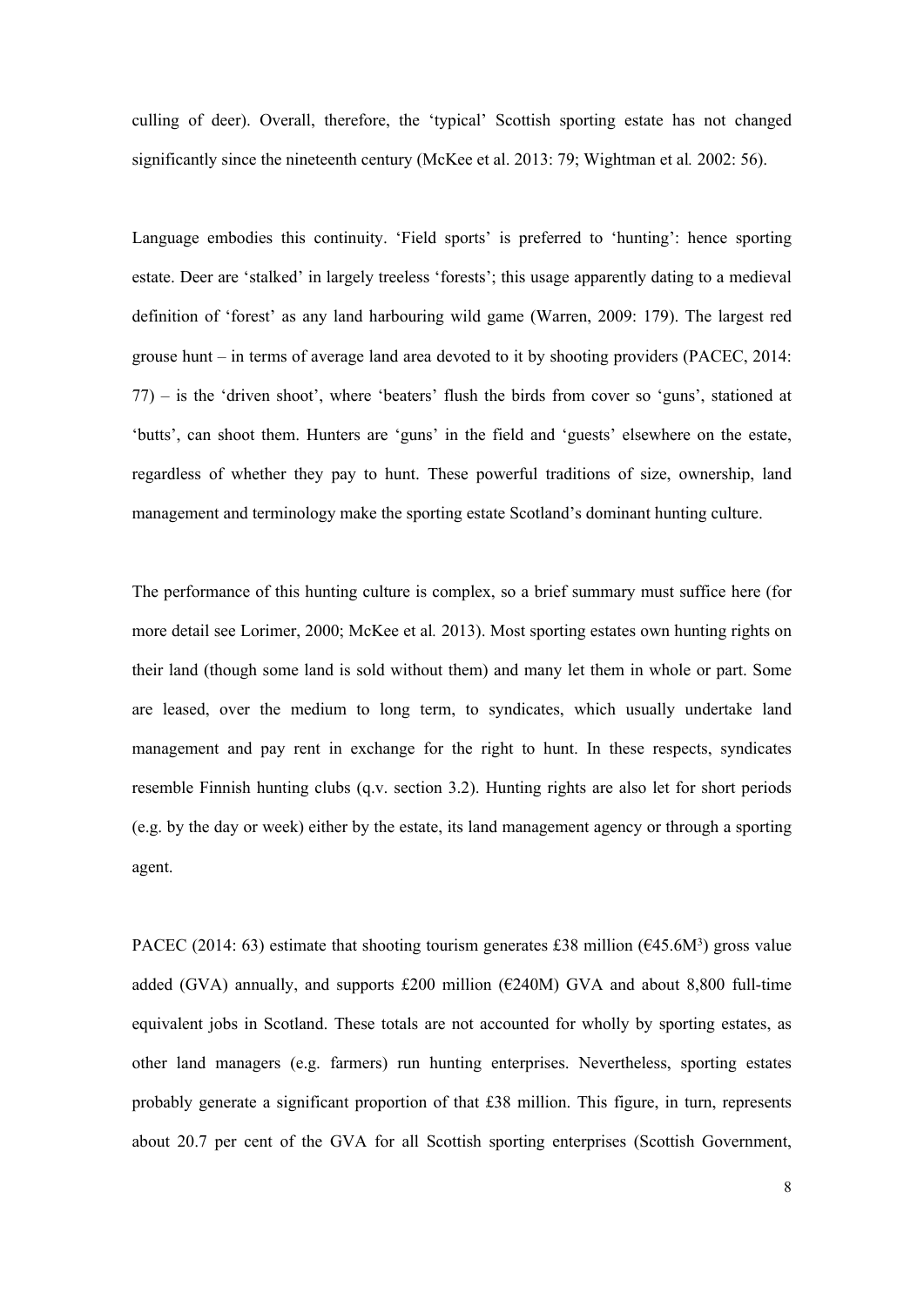culling of deer). Overall, therefore, the 'typical' Scottish sporting estate has not changed significantly since the nineteenth century (McKee et al. 2013: 79; Wightman et al*.* 2002: 56).

Language embodies this continuity. 'Field sports' is preferred to 'hunting': hence sporting estate. Deer are 'stalked' in largely treeless 'forests'; this usage apparently dating to a medieval definition of 'forest' as any land harbouring wild game (Warren, 2009: 179). The largest red grouse hunt – in terms of average land area devoted to it by shooting providers (PACEC, 2014: 77) – is the 'driven shoot', where 'beaters' flush the birds from cover so 'guns', stationed at 'butts', can shoot them. Hunters are 'guns' in the field and 'guests' elsewhere on the estate, regardless of whether they pay to hunt. These powerful traditions of size, ownership, land management and terminology make the sporting estate Scotland's dominant hunting culture.

The performance of this hunting culture is complex, so a brief summary must suffice here (for more detail see Lorimer, 2000; McKee et al*.* 2013). Most sporting estates own hunting rights on their land (though some land is sold without them) and many let them in whole or part. Some are leased, over the medium to long term, to syndicates, which usually undertake land management and pay rent in exchange for the right to hunt. In these respects, syndicates resemble Finnish hunting clubs (q.v. section 3.2). Hunting rights are also let for short periods (e.g. by the day or week) either by the estate, its land management agency or through a sporting agent.

PACEC (2014: 63) estimate that shooting tourism generates £38 million (€45.6M[3]) gross value added (GVA) annually, and supports £200 million (€240M) GVA and about 8,800 full-time equivalent jobs in Scotland. These totals are not accounted for wholly by sporting estates, as other land managers (e.g. farmers) run hunting enterprises. Nevertheless, sporting estates probably generate a significant proportion of that £38 million. This figure, in turn, represents about 20.7 per cent of the GVA for all Scottish sporting enterprises (Scottish Government,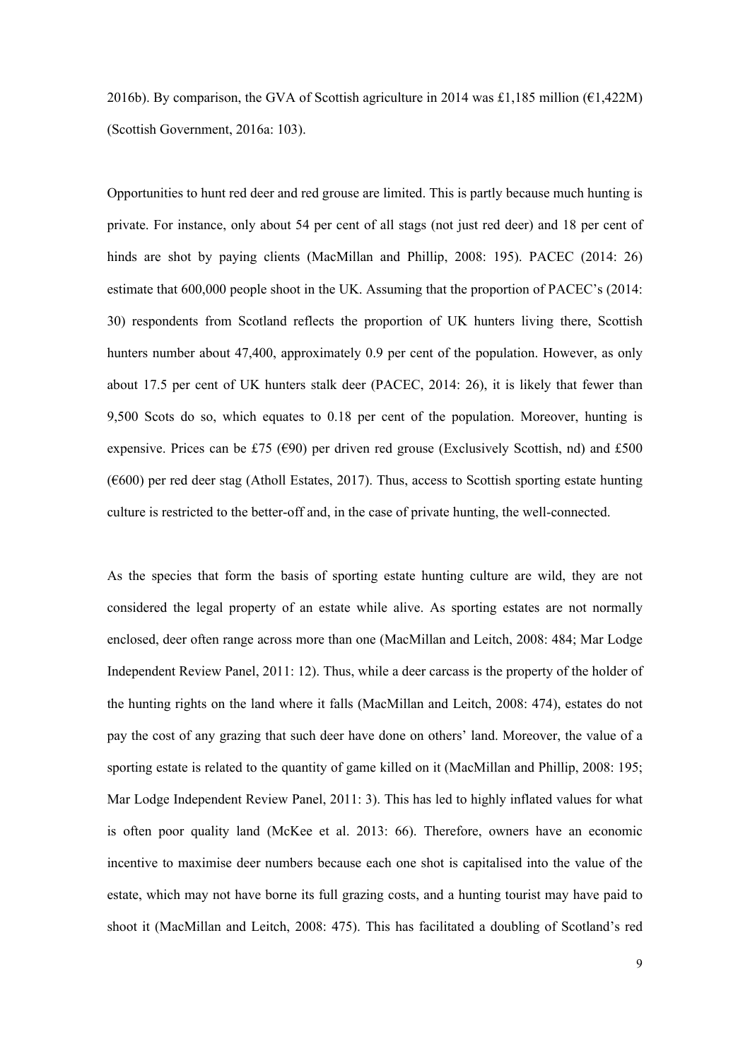2016b). By comparison, the GVA of Scottish agriculture in 2014 was £1,185 million (€1,422M) (Scottish Government, 2016a: 103).

Opportunities to hunt red deer and red grouse are limited. This is partly because much hunting is private. For instance, only about 54 per cent of all stags (not just red deer) and 18 per cent of hinds are shot by paying clients (MacMillan and Phillip, 2008: 195). PACEC (2014: 26) estimate that 600,000 people shoot in the UK. Assuming that the proportion of PACEC's (2014: 30) respondents from Scotland reflects the proportion of UK hunters living there, Scottish hunters number about 47,400, approximately 0.9 per cent of the population. However, as only about 17.5 per cent of UK hunters stalk deer (PACEC, 2014: 26), it is likely that fewer than 9,500 Scots do so, which equates to 0.18 per cent of the population. Moreover, hunting is expensive. Prices can be £75 (€90) per driven red grouse (Exclusively Scottish, nd) and £500 (€600) per red deer stag (Atholl Estates, 2017). Thus, access to Scottish sporting estate hunting culture is restricted to the better-off and, in the case of private hunting, the well-connected.

As the species that form the basis of sporting estate hunting culture are wild, they are not considered the legal property of an estate while alive. As sporting estates are not normally enclosed, deer often range across more than one (MacMillan and Leitch, 2008: 484; Mar Lodge Independent Review Panel, 2011: 12). Thus, while a deer carcass is the property of the holder of the hunting rights on the land where it falls (MacMillan and Leitch, 2008: 474), estates do not pay the cost of any grazing that such deer have done on others' land. Moreover, the value of a sporting estate is related to the quantity of game killed on it (MacMillan and Phillip, 2008: 195; Mar Lodge Independent Review Panel, 2011: 3). This has led to highly inflated values for what is often poor quality land (McKee et al. 2013: 66). Therefore, owners have an economic incentive to maximise deer numbers because each one shot is capitalised into the value of the estate, which may not have borne its full grazing costs, and a hunting tourist may have paid to shoot it (MacMillan and Leitch, 2008: 475). This has facilitated a doubling of Scotland's red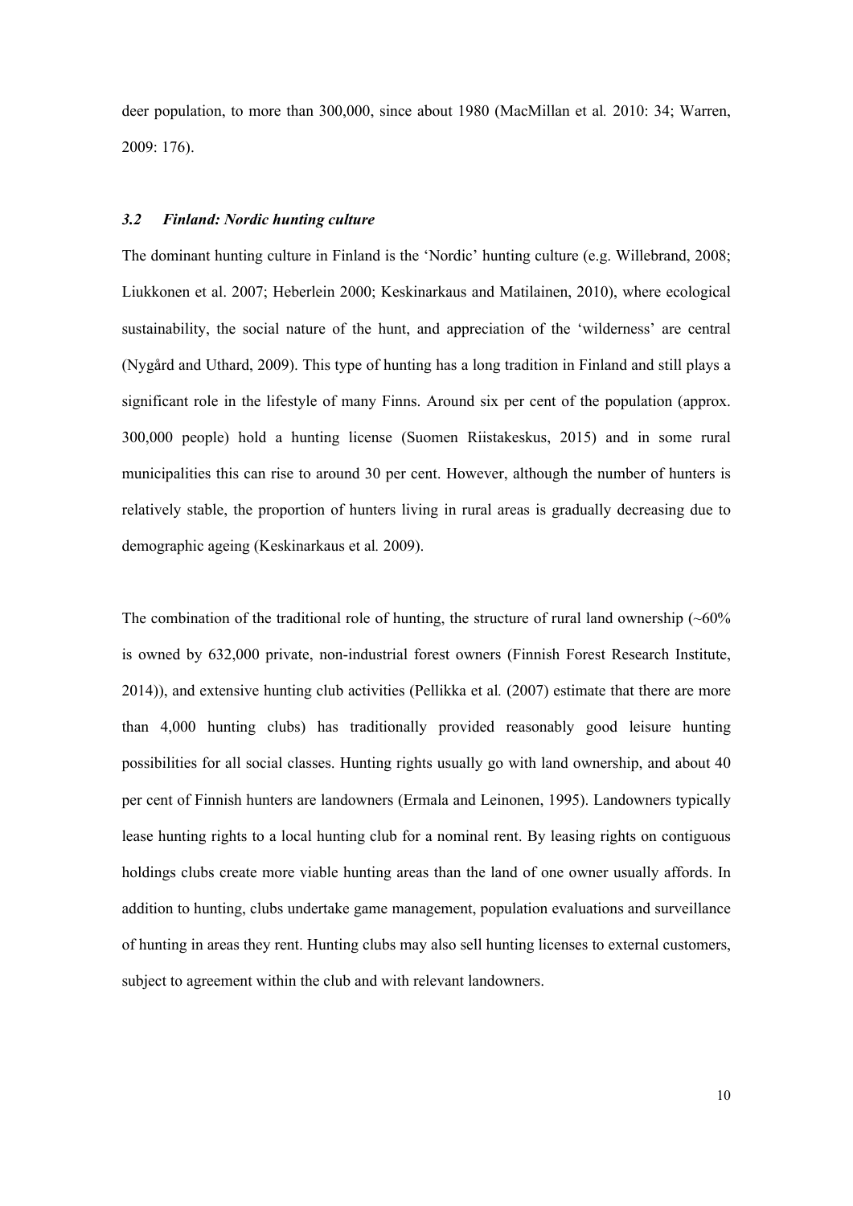deer population, to more than 300,000, since about 1980 (MacMillan et al*.* 2010: 34; Warren, 2009: 176).

### *3.2 Finland: Nordic hunting culture*

The dominant hunting culture in Finland is the 'Nordic' hunting culture (e.g. Willebrand, 2008; Liukkonen et al. 2007; Heberlein 2000; Keskinarkaus and Matilainen, 2010), where ecological sustainability, the social nature of the hunt, and appreciation of the 'wilderness' are central (Nygård and Uthard, 2009). This type of hunting has a long tradition in Finland and still plays a significant role in the lifestyle of many Finns. Around six per cent of the population (approx. 300,000 people) hold a hunting license (Suomen Riistakeskus, 2015) and in some rural municipalities this can rise to around 30 per cent. However, although the number of hunters is relatively stable, the proportion of hunters living in rural areas is gradually decreasing due to demographic ageing (Keskinarkaus et al*.* 2009).

The combination of the traditional role of hunting, the structure of rural land ownership (~60% is owned by 632,000 private, non-industrial forest owners (Finnish Forest Research Institute, 2014)), and extensive hunting club activities (Pellikka et al*.* (2007) estimate that there are more than 4,000 hunting clubs) has traditionally provided reasonably good leisure hunting possibilities for all social classes. Hunting rights usually go with land ownership, and about 40 per cent of Finnish hunters are landowners (Ermala and Leinonen, 1995). Landowners typically lease hunting rights to a local hunting club for a nominal rent. By leasing rights on contiguous holdings clubs create more viable hunting areas than the land of one owner usually affords. In addition to hunting, clubs undertake game management, population evaluations and surveillance of hunting in areas they rent. Hunting clubs may also sell hunting licenses to external customers, subject to agreement within the club and with relevant landowners.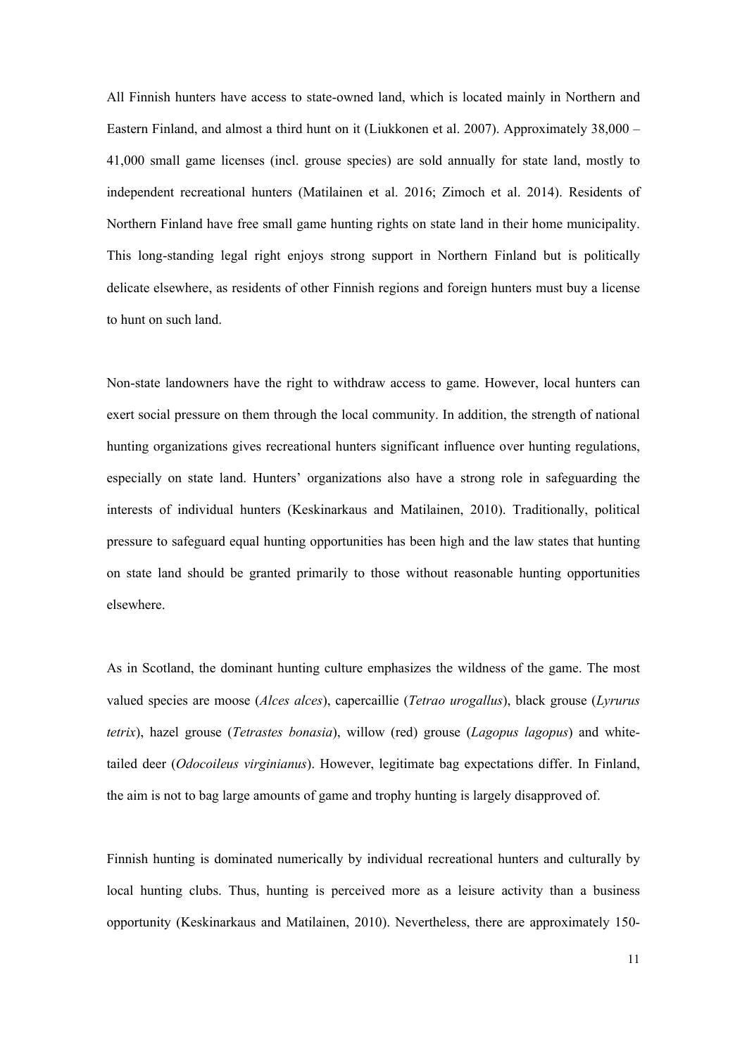All Finnish hunters have access to state-owned land, which is located mainly in Northern and Eastern Finland, and almost a third hunt on it (Liukkonen et al. 2007). Approximately 38,000 – 41,000 small game licenses (incl. grouse species) are sold annually for state land, mostly to independent recreational hunters (Matilainen et al. 2016; Zimoch et al. 2014). Residents of Northern Finland have free small game hunting rights on state land in their home municipality. This long-standing legal right enjoys strong support in Northern Finland but is politically delicate elsewhere, as residents of other Finnish regions and foreign hunters must buy a license to hunt on such land.

Non-state landowners have the right to withdraw access to game. However, local hunters can exert social pressure on them through the local community. In addition, the strength of national hunting organizations gives recreational hunters significant influence over hunting regulations, especially on state land. Hunters' organizations also have a strong role in safeguarding the interests of individual hunters (Keskinarkaus and Matilainen, 2010). Traditionally, political pressure to safeguard equal hunting opportunities has been high and the law states that hunting on state land should be granted primarily to those without reasonable hunting opportunities elsewhere.

As in Scotland, the dominant hunting culture emphasizes the wildness of the game. The most valued species are moose (*Alces alces*), capercaillie (*Tetrao urogallus*), black grouse (*Lyrurus tetrix*), hazel grouse (*Tetrastes bonasia*), willow (red) grouse (*Lagopus lagopus*) and white-tailed deer (*Odocoileus virginianus*). However, legitimate bag expectations differ. In Finland, the aim is not to bag large amounts of game and trophy hunting is largely disapproved of.

Finnish hunting is dominated numerically by individual recreational hunters and culturally by local hunting clubs. Thus, hunting is perceived more as a leisure activity than a business opportunity (Keskinarkaus and Matilainen, 2010). Nevertheless, there are approximately 150-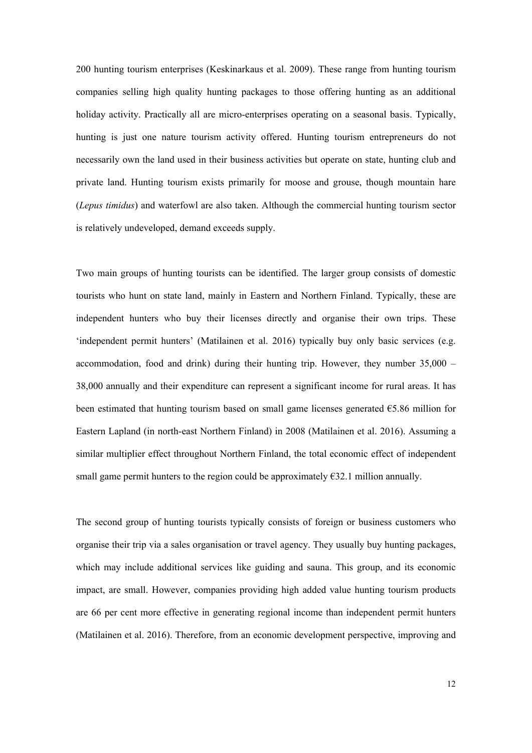200 hunting tourism enterprises (Keskinarkaus et al. 2009). These range from hunting tourism companies selling high quality hunting packages to those offering hunting as an additional holiday activity. Practically all are micro-enterprises operating on a seasonal basis. Typically, hunting is just one nature tourism activity offered. Hunting tourism entrepreneurs do not necessarily own the land used in their business activities but operate on state, hunting club and private land. Hunting tourism exists primarily for moose and grouse, though mountain hare (*Lepus timidus*) and waterfowl are also taken. Although the commercial hunting tourism sector is relatively undeveloped, demand exceeds supply.

Two main groups of hunting tourists can be identified. The larger group consists of domestic tourists who hunt on state land, mainly in Eastern and Northern Finland. Typically, these are independent hunters who buy their licenses directly and organise their own trips. These 'independent permit hunters' (Matilainen et al. 2016) typically buy only basic services (e.g. accommodation, food and drink) during their hunting trip. However, they number 35,000 – 38,000 annually and their expenditure can represent a significant income for rural areas. It has been estimated that hunting tourism based on small game licenses generated €5.86 million for Eastern Lapland (in north-east Northern Finland) in 2008 (Matilainen et al. 2016). Assuming a similar multiplier effect throughout Northern Finland, the total economic effect of independent small game permit hunters to the region could be approximately €32.1 million annually.

The second group of hunting tourists typically consists of foreign or business customers who organise their trip via a sales organisation or travel agency. They usually buy hunting packages, which may include additional services like guiding and sauna. This group, and its economic impact, are small. However, companies providing high added value hunting tourism products are 66 per cent more effective in generating regional income than independent permit hunters (Matilainen et al. 2016). Therefore, from an economic development perspective, improving and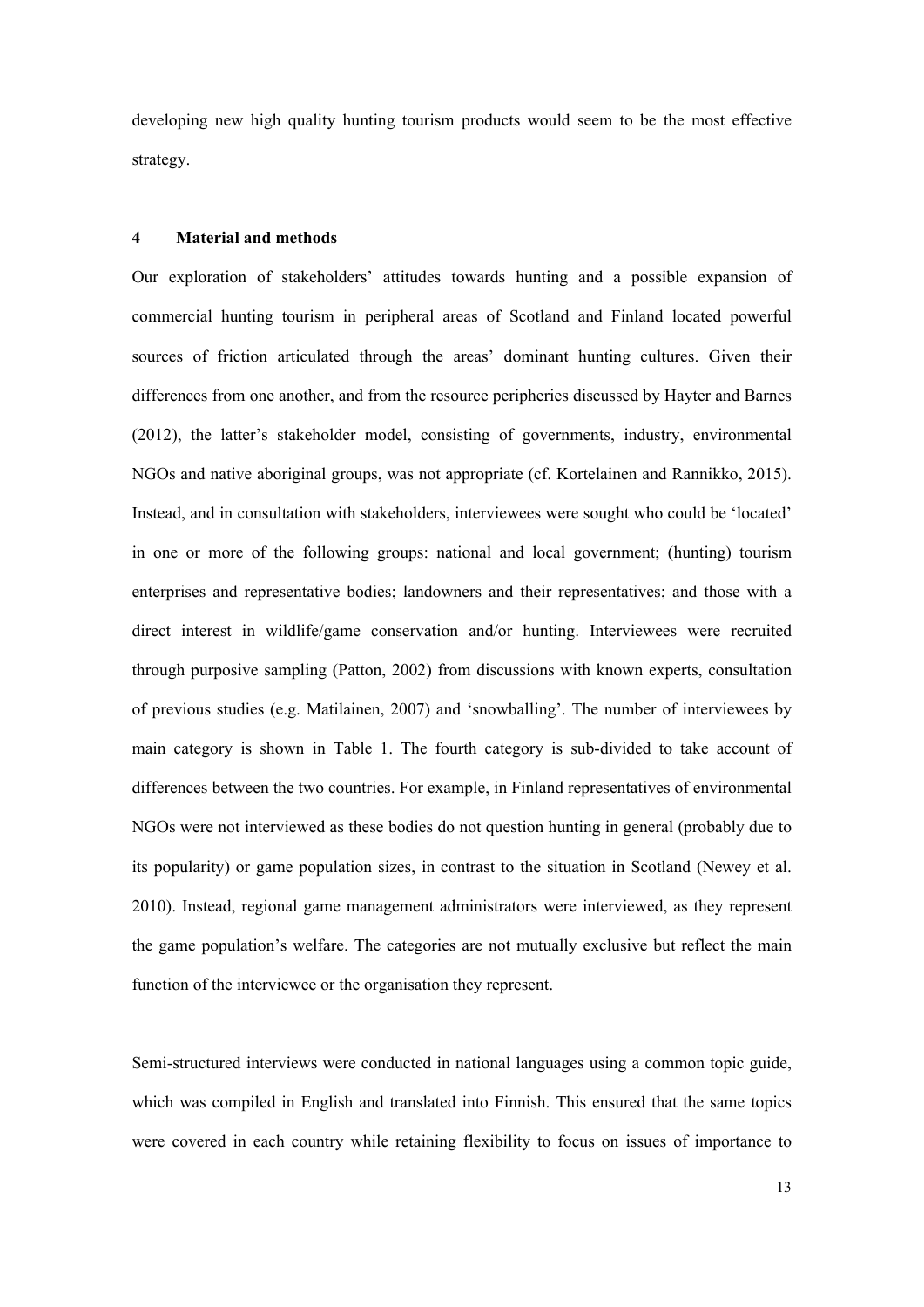developing new high quality hunting tourism products would seem to be the most effective strategy.

## 4 Material and methods

Our exploration of stakeholders' attitudes towards hunting and a possible expansion of commercial hunting tourism in peripheral areas of Scotland and Finland located powerful sources of friction articulated through the areas' dominant hunting cultures. Given their differences from one another, and from the resource peripheries discussed by Hayter and Barnes (2012), the latter's stakeholder model, consisting of governments, industry, environmental NGOs and native aboriginal groups, was not appropriate (cf. Kortelainen and Rannikko, 2015). Instead, and in consultation with stakeholders, interviewees were sought who could be 'located' in one or more of the following groups: national and local government; (hunting) tourism enterprises and representative bodies; landowners and their representatives; and those with a direct interest in wildlife/game conservation and/or hunting. Interviewees were recruited through purposive sampling (Patton, 2002) from discussions with known experts, consultation of previous studies (e.g. Matilainen, 2007) and 'snowballing'. The number of interviewees by main category is shown in Table 1. The fourth category is sub-divided to take account of differences between the two countries. For example, in Finland representatives of environmental NGOs were not interviewed as these bodies do not question hunting in general (probably due to its popularity) or game population sizes, in contrast to the situation in Scotland (Newey et al. 2010). Instead, regional game management administrators were interviewed, as they represent the game population's welfare. The categories are not mutually exclusive but reflect the main function of the interviewee or the organisation they represent.

Semi-structured interviews were conducted in national languages using a common topic guide, which was compiled in English and translated into Finnish. This ensured that the same topics were covered in each country while retaining flexibility to focus on issues of importance to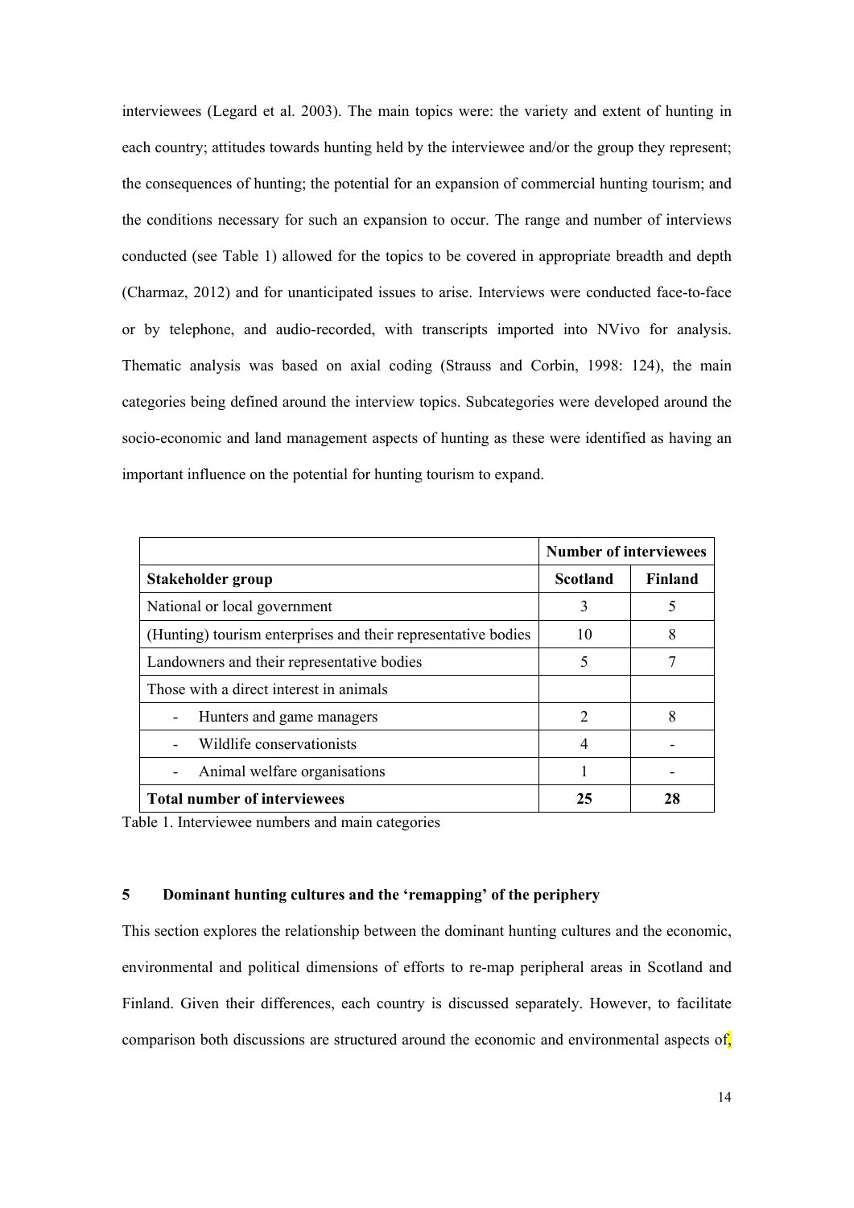interviewees (Legard et al. 2003). The main topics were: the variety and extent of hunting in each country; attitudes towards hunting held by the interviewee and/or the group they represent; the consequences of hunting; the potential for an expansion of commercial hunting tourism; and the conditions necessary for such an expansion to occur. The range and number of interviews conducted (see Table 1) allowed for the topics to be covered in appropriate breadth and depth (Charmaz, 2012) and for unanticipated issues to arise. Interviews were conducted face-to-face or by telephone, and audio-recorded, with transcripts imported into NVivo for analysis. Thematic analysis was based on axial coding (Strauss and Corbin, 1998: 124), the main categories being defined around the interview topics. Subcategories were developed around the socio-economic and land management aspects of hunting as these were identified as having an important influence on the potential for hunting tourism to expand.

| | **Number of interviewees** | |
|---|---|---|
| **Stakeholder group** | **Scotland** | **Finland** |
| National or local government | 3 | 5 |
| (Hunting) tourism enterprises and their representative bodies | 10 | 8 |
| Landowners and their representative bodies | 5 | 7 |
| Those with a direct interest in animals | | |
| - Hunters and game managers | 2 | 8 |
| - Wildlife conservationists | 4 | - |
| - Animal welfare organisations | 1 | - |
| **Total number of interviewees** | **25** | **28** |

Table 1. Interviewee numbers and main categories

## 5 Dominant hunting cultures and the 'remapping' of the periphery

This section explores the relationship between the dominant hunting cultures and the economic, environmental and political dimensions of efforts to re-map peripheral areas in Scotland and Finland. Given their differences, each country is discussed separately. However, to facilitate comparison both discussions are structured around the economic and environmental aspects of,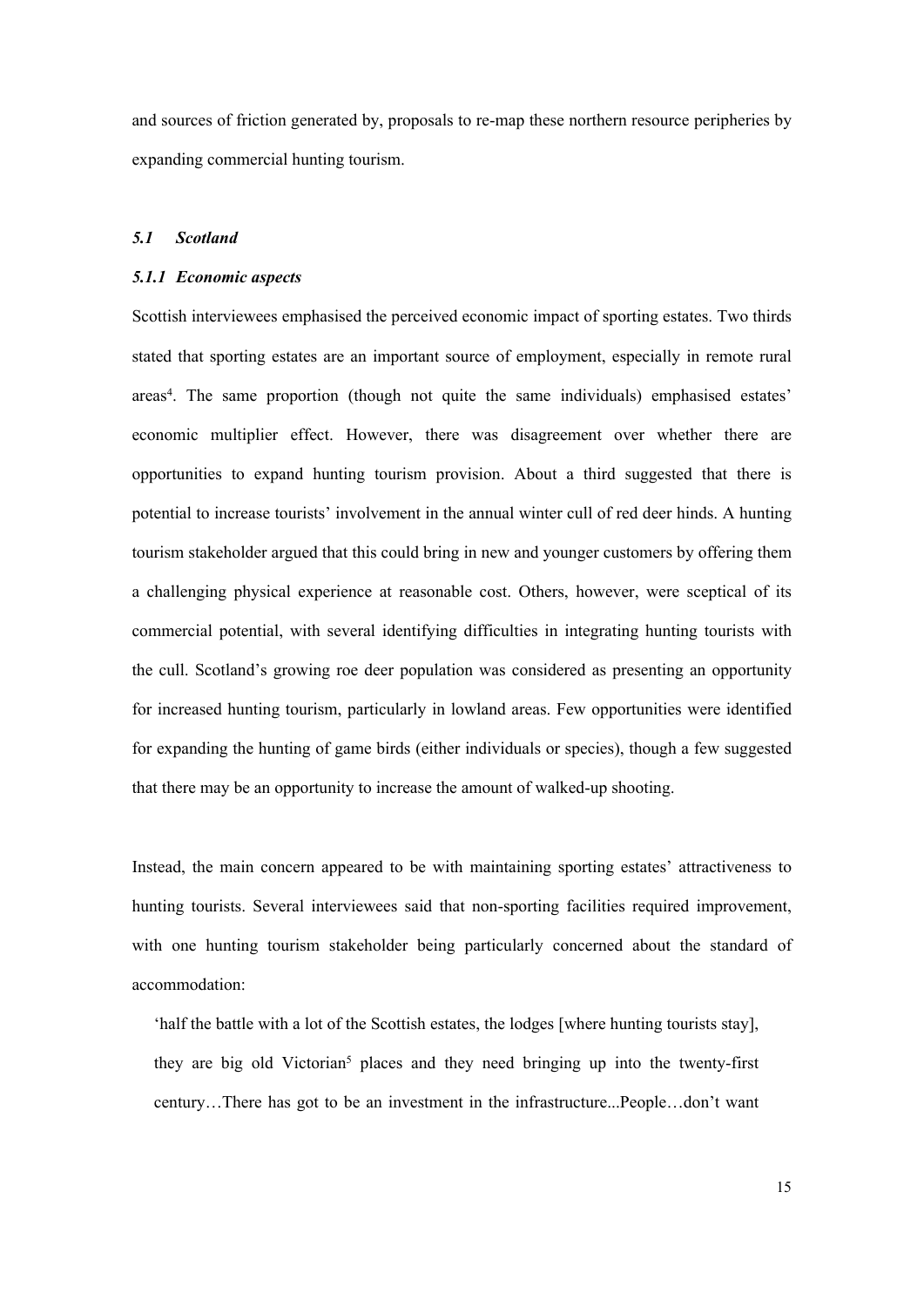and sources of friction generated by, proposals to re-map these northern resource peripheries by expanding commercial hunting tourism.

### *5.1 Scotland*

#### *5.1.1 Economic aspects*

Scottish interviewees emphasised the perceived economic impact of sporting estates. Two thirds stated that sporting estates are an important source of employment, especially in remote rural areas[4]. The same proportion (though not quite the same individuals) emphasised estates' economic multiplier effect. However, there was disagreement over whether there are opportunities to expand hunting tourism provision. About a third suggested that there is potential to increase tourists' involvement in the annual winter cull of red deer hinds. A hunting tourism stakeholder argued that this could bring in new and younger customers by offering them a challenging physical experience at reasonable cost. Others, however, were sceptical of its commercial potential, with several identifying difficulties in integrating hunting tourists with the cull. Scotland's growing roe deer population was considered as presenting an opportunity for increased hunting tourism, particularly in lowland areas. Few opportunities were identified for expanding the hunting of game birds (either individuals or species), though a few suggested that there may be an opportunity to increase the amount of walked-up shooting.

Instead, the main concern appeared to be with maintaining sporting estates' attractiveness to hunting tourists. Several interviewees said that non-sporting facilities required improvement, with one hunting tourism stakeholder being particularly concerned about the standard of accommodation:

> 'half the battle with a lot of the Scottish estates, the lodges [where hunting tourists stay], they are big old Victorian[5] places and they need bringing up into the twenty-first century…There has got to be an investment in the infrastructure...People…don't want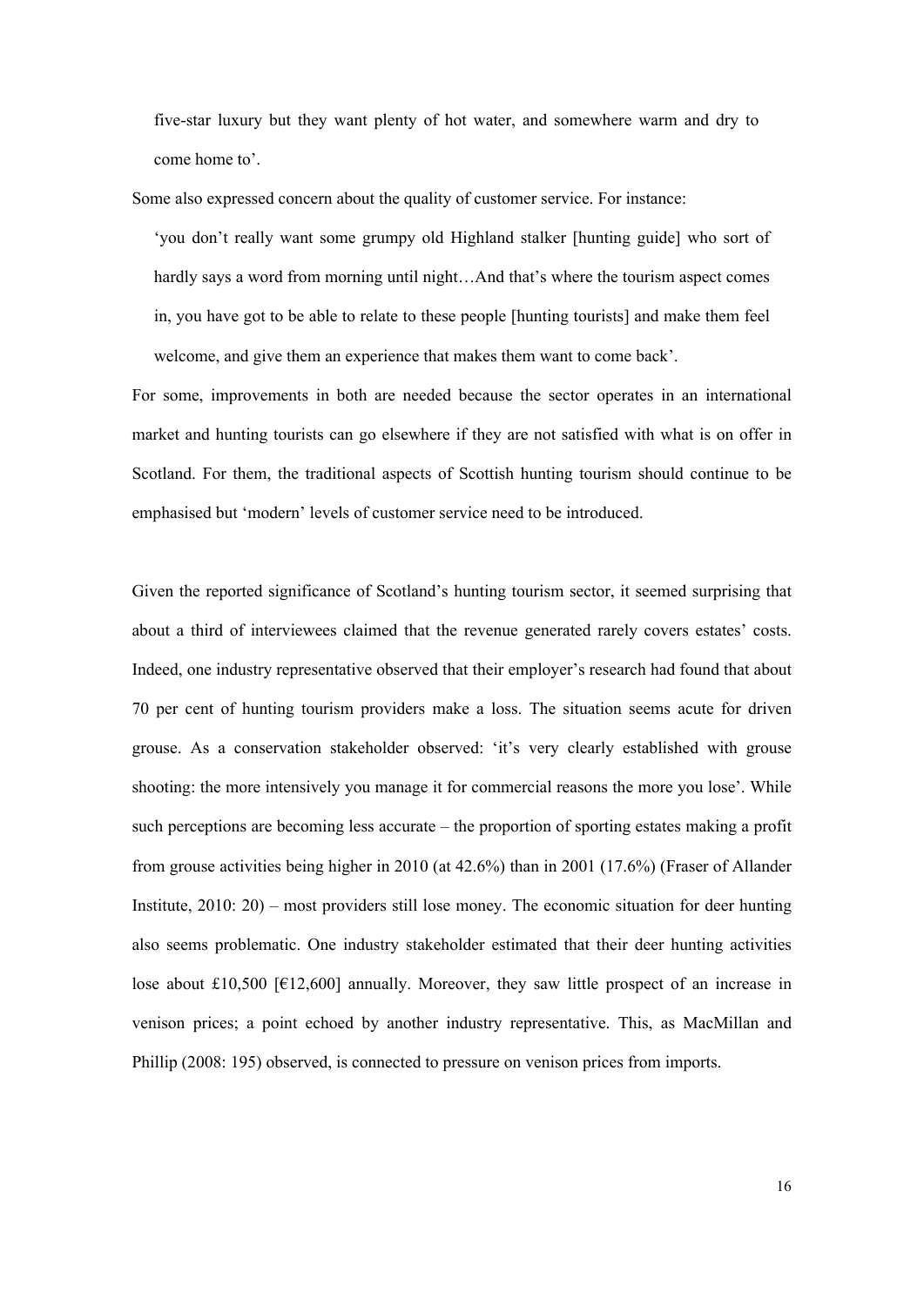five-star luxury but they want plenty of hot water, and somewhere warm and dry to come home to'.

Some also expressed concern about the quality of customer service. For instance:

> 'you don't really want some grumpy old Highland stalker [hunting guide] who sort of hardly says a word from morning until night…And that's where the tourism aspect comes in, you have got to be able to relate to these people [hunting tourists] and make them feel welcome, and give them an experience that makes them want to come back'.

For some, improvements in both are needed because the sector operates in an international market and hunting tourists can go elsewhere if they are not satisfied with what is on offer in Scotland. For them, the traditional aspects of Scottish hunting tourism should continue to be emphasised but 'modern' levels of customer service need to be introduced.

Given the reported significance of Scotland's hunting tourism sector, it seemed surprising that about a third of interviewees claimed that the revenue generated rarely covers estates' costs. Indeed, one industry representative observed that their employer's research had found that about 70 per cent of hunting tourism providers make a loss. The situation seems acute for driven grouse. As a conservation stakeholder observed: 'it's very clearly established with grouse shooting: the more intensively you manage it for commercial reasons the more you lose'. While such perceptions are becoming less accurate – the proportion of sporting estates making a profit from grouse activities being higher in 2010 (at 42.6%) than in 2001 (17.6%) (Fraser of Allander Institute, 2010: 20) – most providers still lose money. The economic situation for deer hunting also seems problematic. One industry stakeholder estimated that their deer hunting activities lose about £10,500 [€12,600] annually. Moreover, they saw little prospect of an increase in venison prices; a point echoed by another industry representative. This, as MacMillan and Phillip (2008: 195) observed, is connected to pressure on venison prices from imports.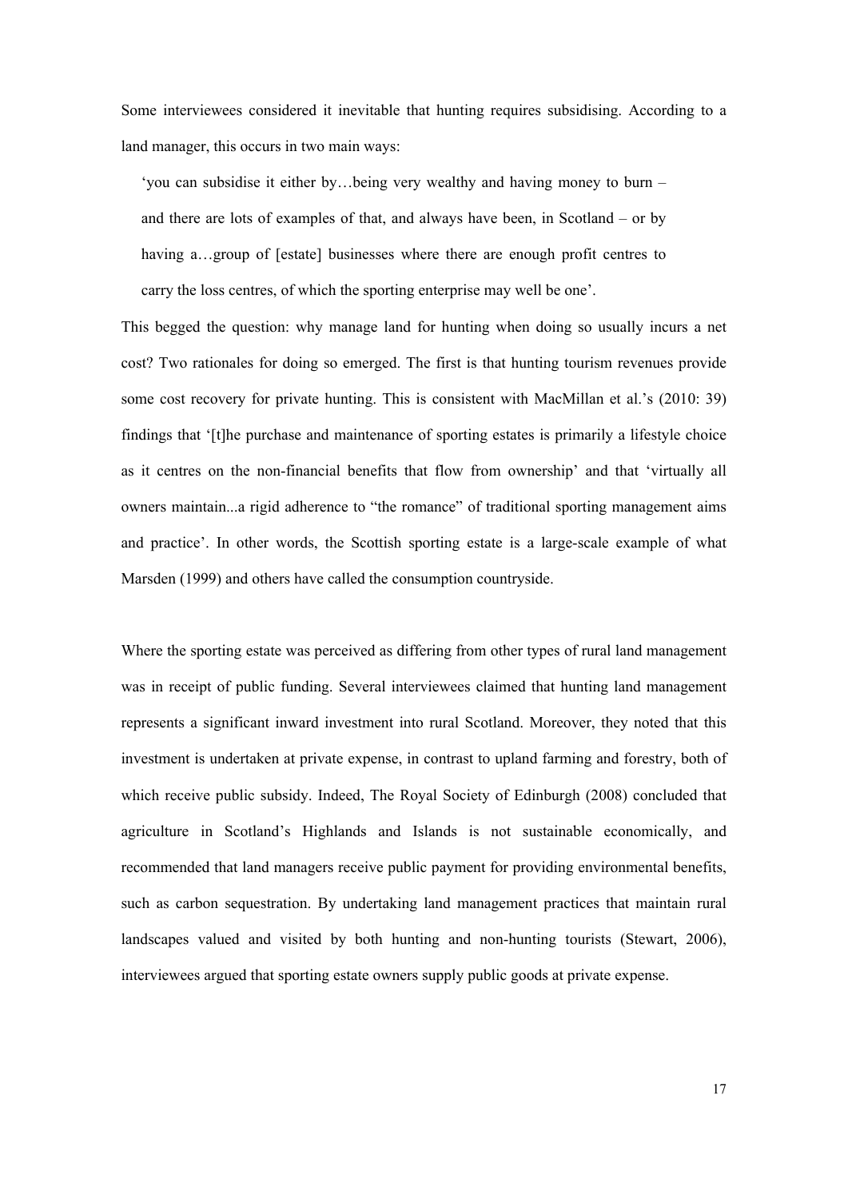Some interviewees considered it inevitable that hunting requires subsidising. According to a land manager, this occurs in two main ways:

> 'you can subsidise it either by…being very wealthy and having money to burn – and there are lots of examples of that, and always have been, in Scotland – or by having a…group of [estate] businesses where there are enough profit centres to carry the loss centres, of which the sporting enterprise may well be one'.

This begged the question: why manage land for hunting when doing so usually incurs a net cost? Two rationales for doing so emerged. The first is that hunting tourism revenues provide some cost recovery for private hunting. This is consistent with MacMillan et al.'s (2010: 39) findings that '[t]he purchase and maintenance of sporting estates is primarily a lifestyle choice as it centres on the non-financial benefits that flow from ownership' and that 'virtually all owners maintain...a rigid adherence to "the romance" of traditional sporting management aims and practice'. In other words, the Scottish sporting estate is a large-scale example of what Marsden (1999) and others have called the consumption countryside.

Where the sporting estate was perceived as differing from other types of rural land management was in receipt of public funding. Several interviewees claimed that hunting land management represents a significant inward investment into rural Scotland. Moreover, they noted that this investment is undertaken at private expense, in contrast to upland farming and forestry, both of which receive public subsidy. Indeed, The Royal Society of Edinburgh (2008) concluded that agriculture in Scotland's Highlands and Islands is not sustainable economically, and recommended that land managers receive public payment for providing environmental benefits, such as carbon sequestration. By undertaking land management practices that maintain rural landscapes valued and visited by both hunting and non-hunting tourists (Stewart, 2006), interviewees argued that sporting estate owners supply public goods at private expense.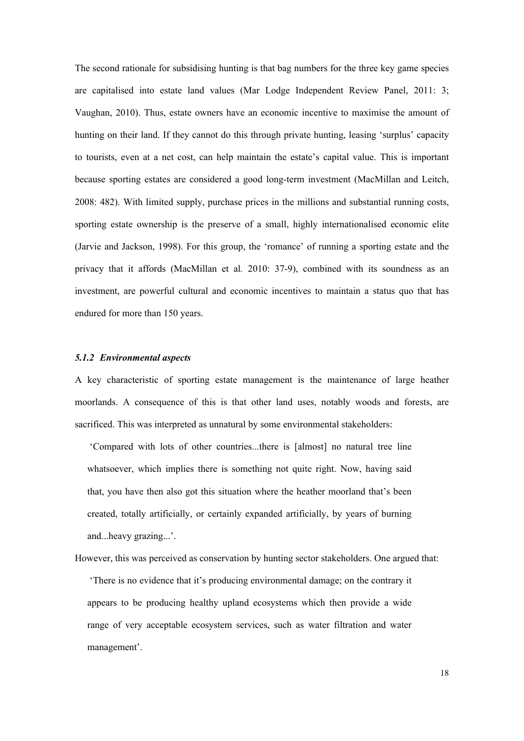The second rationale for subsidising hunting is that bag numbers for the three key game species are capitalised into estate land values (Mar Lodge Independent Review Panel, 2011: 3; Vaughan, 2010). Thus, estate owners have an economic incentive to maximise the amount of hunting on their land. If they cannot do this through private hunting, leasing 'surplus' capacity to tourists, even at a net cost, can help maintain the estate's capital value. This is important because sporting estates are considered a good long-term investment (MacMillan and Leitch, 2008: 482). With limited supply, purchase prices in the millions and substantial running costs, sporting estate ownership is the preserve of a small, highly internationalised economic elite (Jarvie and Jackson, 1998). For this group, the 'romance' of running a sporting estate and the privacy that it affords (MacMillan et al*.* 2010: 37-9), combined with its soundness as an investment, are powerful cultural and economic incentives to maintain a status quo that has endured for more than 150 years.

#### *5.1.2 Environmental aspects*

A key characteristic of sporting estate management is the maintenance of large heather moorlands. A consequence of this is that other land uses, notably woods and forests, are sacrificed. This was interpreted as unnatural by some environmental stakeholders:

> 'Compared with lots of other countries...there is [almost] no natural tree line whatsoever, which implies there is something not quite right. Now, having said that, you have then also got this situation where the heather moorland that's been created, totally artificially, or certainly expanded artificially, by years of burning and...heavy grazing...'.

However, this was perceived as conservation by hunting sector stakeholders. One argued that:

> 'There is no evidence that it's producing environmental damage; on the contrary it appears to be producing healthy upland ecosystems which then provide a wide range of very acceptable ecosystem services, such as water filtration and water management'.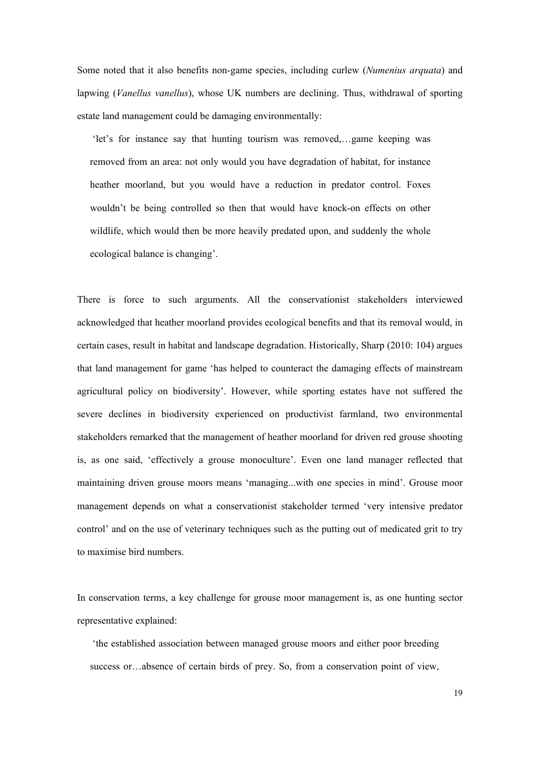Some noted that it also benefits non-game species, including curlew (*Numenius arquata*) and lapwing (*Vanellus vanellus*), whose UK numbers are declining. Thus, withdrawal of sporting estate land management could be damaging environmentally:

> 'let's for instance say that hunting tourism was removed,…game keeping was removed from an area: not only would you have degradation of habitat, for instance heather moorland, but you would have a reduction in predator control. Foxes wouldn't be being controlled so then that would have knock-on effects on other wildlife, which would then be more heavily predated upon, and suddenly the whole ecological balance is changing'.

There is force to such arguments. All the conservationist stakeholders interviewed acknowledged that heather moorland provides ecological benefits and that its removal would, in certain cases, result in habitat and landscape degradation. Historically, Sharp (2010: 104) argues that land management for game 'has helped to counteract the damaging effects of mainstream agricultural policy on biodiversity'. However, while sporting estates have not suffered the severe declines in biodiversity experienced on productivist farmland, two environmental stakeholders remarked that the management of heather moorland for driven red grouse shooting is, as one said, 'effectively a grouse monoculture'. Even one land manager reflected that maintaining driven grouse moors means 'managing...with one species in mind'. Grouse moor management depends on what a conservationist stakeholder termed 'very intensive predator control' and on the use of veterinary techniques such as the putting out of medicated grit to try to maximise bird numbers.

In conservation terms, a key challenge for grouse moor management is, as one hunting sector representative explained:

> 'the established association between managed grouse moors and either poor breeding success or…absence of certain birds of prey. So, from a conservation point of view,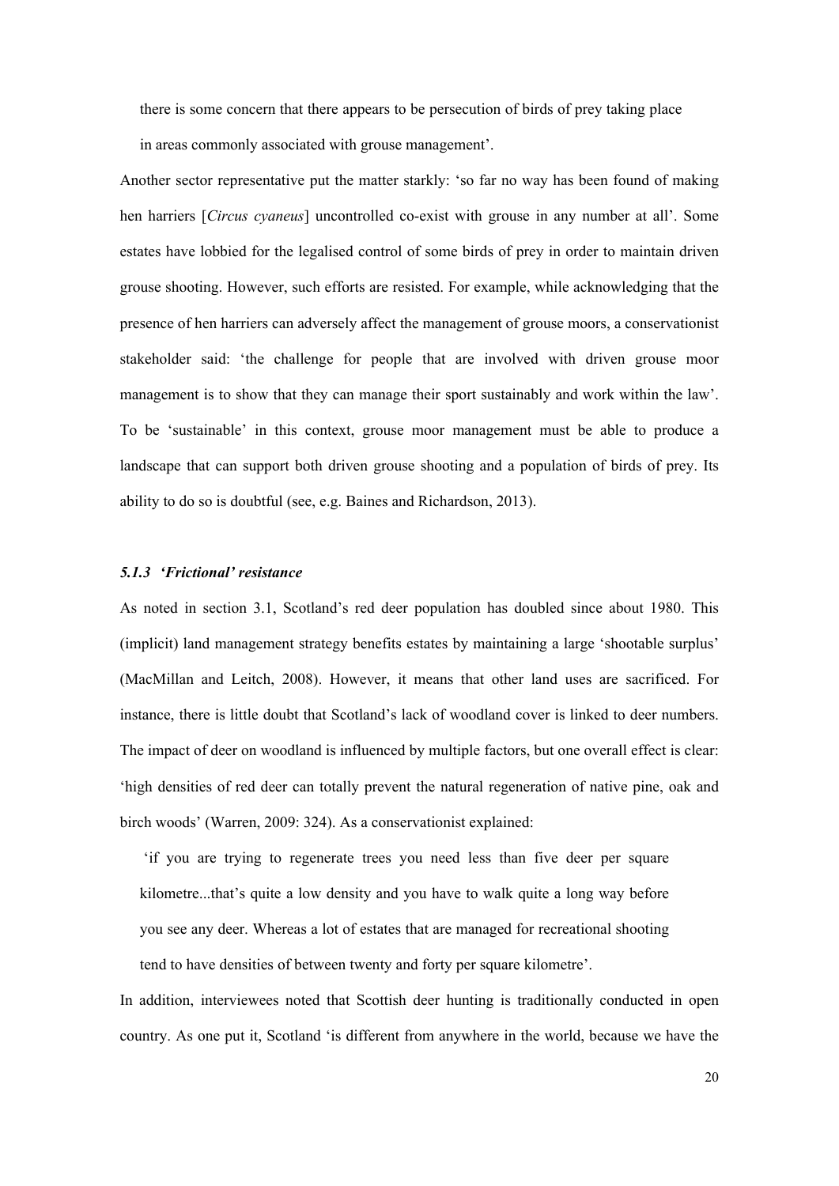> there is some concern that there appears to be persecution of birds of prey taking place in areas commonly associated with grouse management'.

Another sector representative put the matter starkly: 'so far no way has been found of making hen harriers [*Circus cyaneus*] uncontrolled co-exist with grouse in any number at all'. Some estates have lobbied for the legalised control of some birds of prey in order to maintain driven grouse shooting. However, such efforts are resisted. For example, while acknowledging that the presence of hen harriers can adversely affect the management of grouse moors, a conservationist stakeholder said: 'the challenge for people that are involved with driven grouse moor management is to show that they can manage their sport sustainably and work within the law'. To be 'sustainable' in this context, grouse moor management must be able to produce a landscape that can support both driven grouse shooting and a population of birds of prey. Its ability to do so is doubtful (see, e.g. Baines and Richardson, 2013).

#### *5.1.3 'Frictional' resistance*

As noted in section 3.1, Scotland's red deer population has doubled since about 1980. This (implicit) land management strategy benefits estates by maintaining a large 'shootable surplus' (MacMillan and Leitch, 2008). However, it means that other land uses are sacrificed. For instance, there is little doubt that Scotland's lack of woodland cover is linked to deer numbers. The impact of deer on woodland is influenced by multiple factors, but one overall effect is clear: 'high densities of red deer can totally prevent the natural regeneration of native pine, oak and birch woods' (Warren, 2009: 324). As a conservationist explained:

> 'if you are trying to regenerate trees you need less than five deer per square kilometre...that's quite a low density and you have to walk quite a long way before you see any deer. Whereas a lot of estates that are managed for recreational shooting tend to have densities of between twenty and forty per square kilometre'.

In addition, interviewees noted that Scottish deer hunting is traditionally conducted in open country. As one put it, Scotland 'is different from anywhere in the world, because we have the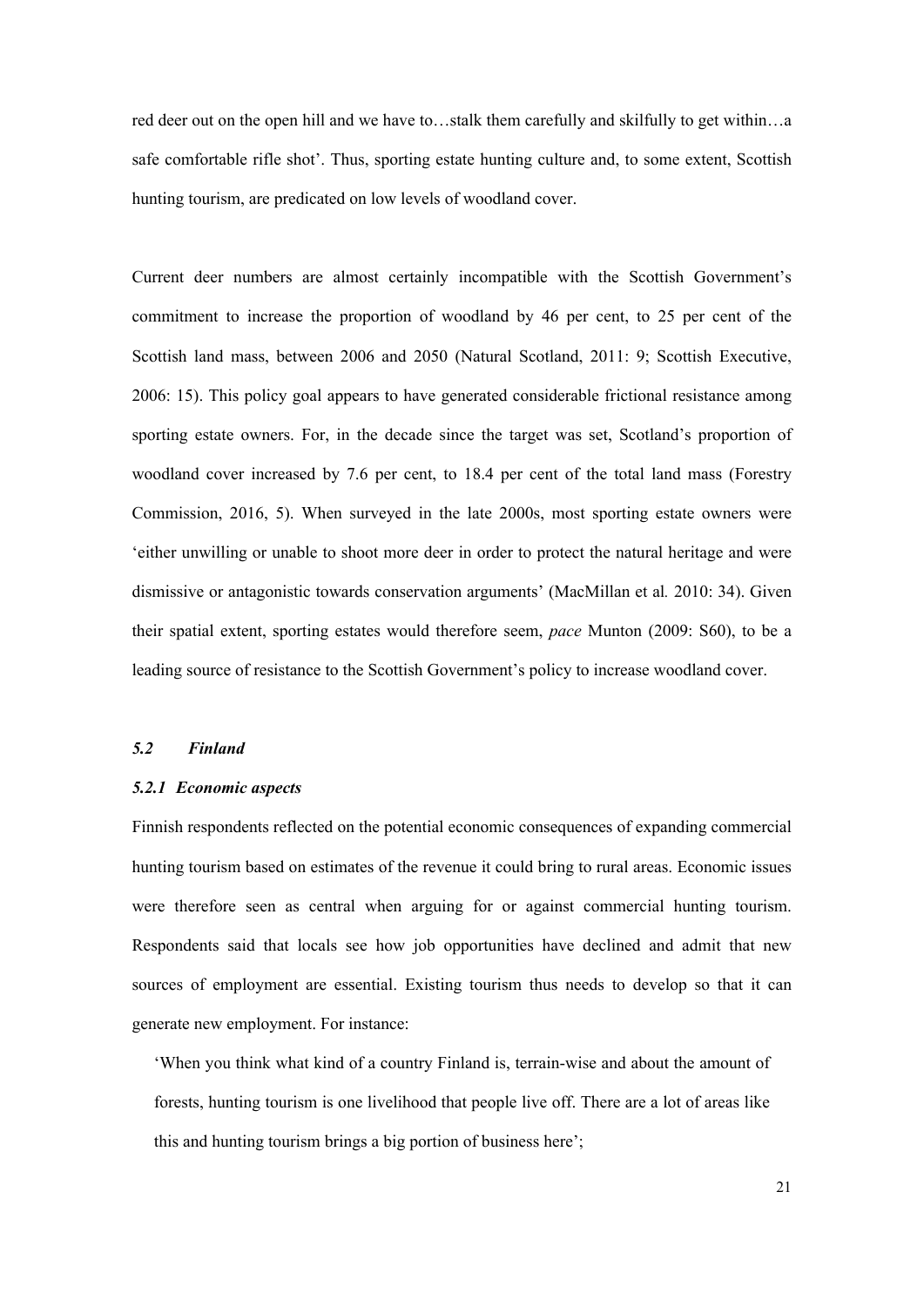red deer out on the open hill and we have to…stalk them carefully and skilfully to get within…a safe comfortable rifle shot'. Thus, sporting estate hunting culture and, to some extent, Scottish hunting tourism, are predicated on low levels of woodland cover.

Current deer numbers are almost certainly incompatible with the Scottish Government's commitment to increase the proportion of woodland by 46 per cent, to 25 per cent of the Scottish land mass, between 2006 and 2050 (Natural Scotland, 2011: 9; Scottish Executive, 2006: 15). This policy goal appears to have generated considerable frictional resistance among sporting estate owners. For, in the decade since the target was set, Scotland's proportion of woodland cover increased by 7.6 per cent, to 18.4 per cent of the total land mass (Forestry Commission, 2016, 5). When surveyed in the late 2000s, most sporting estate owners were 'either unwilling or unable to shoot more deer in order to protect the natural heritage and were dismissive or antagonistic towards conservation arguments' (MacMillan et al*.* 2010: 34). Given their spatial extent, sporting estates would therefore seem, *pace* Munton (2009: S60), to be a leading source of resistance to the Scottish Government's policy to increase woodland cover.

### *5.2 Finland*

#### *5.2.1 Economic aspects*

Finnish respondents reflected on the potential economic consequences of expanding commercial hunting tourism based on estimates of the revenue it could bring to rural areas. Economic issues were therefore seen as central when arguing for or against commercial hunting tourism. Respondents said that locals see how job opportunities have declined and admit that new sources of employment are essential. Existing tourism thus needs to develop so that it can generate new employment. For instance:

> 'When you think what kind of a country Finland is, terrain-wise and about the amount of forests, hunting tourism is one livelihood that people live off. There are a lot of areas like this and hunting tourism brings a big portion of business here';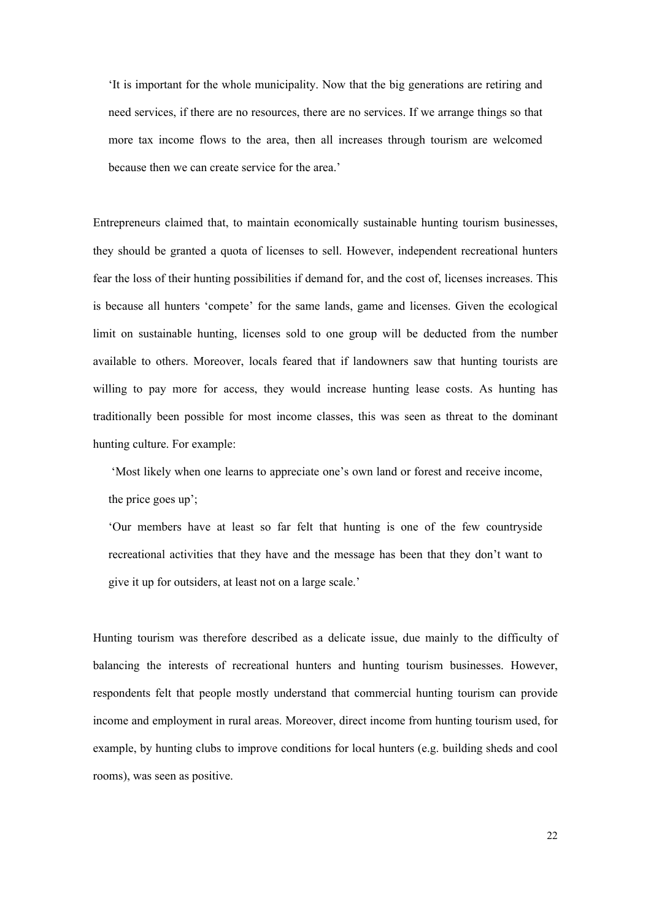> 'It is important for the whole municipality. Now that the big generations are retiring and need services, if there are no resources, there are no services. If we arrange things so that more tax income flows to the area, then all increases through tourism are welcomed because then we can create service for the area.'

Entrepreneurs claimed that, to maintain economically sustainable hunting tourism businesses, they should be granted a quota of licenses to sell. However, independent recreational hunters fear the loss of their hunting possibilities if demand for, and the cost of, licenses increases. This is because all hunters 'compete' for the same lands, game and licenses. Given the ecological limit on sustainable hunting, licenses sold to one group will be deducted from the number available to others. Moreover, locals feared that if landowners saw that hunting tourists are willing to pay more for access, they would increase hunting lease costs. As hunting has traditionally been possible for most income classes, this was seen as threat to the dominant hunting culture. For example:

> 'Most likely when one learns to appreciate one's own land or forest and receive income, the price goes up';
>
> 'Our members have at least so far felt that hunting is one of the few countryside recreational activities that they have and the message has been that they don't want to give it up for outsiders, at least not on a large scale.'

Hunting tourism was therefore described as a delicate issue, due mainly to the difficulty of balancing the interests of recreational hunters and hunting tourism businesses. However, respondents felt that people mostly understand that commercial hunting tourism can provide income and employment in rural areas. Moreover, direct income from hunting tourism used, for example, by hunting clubs to improve conditions for local hunters (e.g. building sheds and cool rooms), was seen as positive.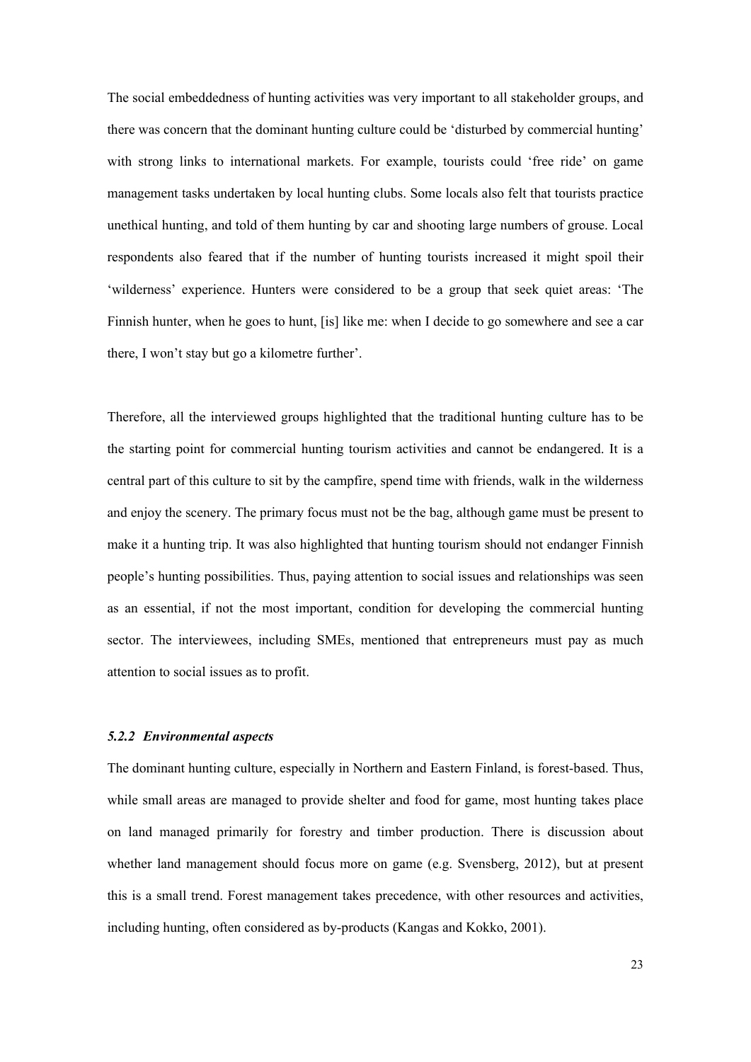The social embeddedness of hunting activities was very important to all stakeholder groups, and there was concern that the dominant hunting culture could be 'disturbed by commercial hunting' with strong links to international markets. For example, tourists could 'free ride' on game management tasks undertaken by local hunting clubs. Some locals also felt that tourists practice unethical hunting, and told of them hunting by car and shooting large numbers of grouse. Local respondents also feared that if the number of hunting tourists increased it might spoil their 'wilderness' experience. Hunters were considered to be a group that seek quiet areas: 'The Finnish hunter, when he goes to hunt, [is] like me: when I decide to go somewhere and see a car there, I won't stay but go a kilometre further'.

Therefore, all the interviewed groups highlighted that the traditional hunting culture has to be the starting point for commercial hunting tourism activities and cannot be endangered. It is a central part of this culture to sit by the campfire, spend time with friends, walk in the wilderness and enjoy the scenery. The primary focus must not be the bag, although game must be present to make it a hunting trip. It was also highlighted that hunting tourism should not endanger Finnish people's hunting possibilities. Thus, paying attention to social issues and relationships was seen as an essential, if not the most important, condition for developing the commercial hunting sector. The interviewees, including SMEs, mentioned that entrepreneurs must pay as much attention to social issues as to profit.

#### *5.2.2 Environmental aspects*

The dominant hunting culture, especially in Northern and Eastern Finland, is forest-based. Thus, while small areas are managed to provide shelter and food for game, most hunting takes place on land managed primarily for forestry and timber production. There is discussion about whether land management should focus more on game (e.g. Svensberg, 2012), but at present this is a small trend. Forest management takes precedence, with other resources and activities, including hunting, often considered as by-products (Kangas and Kokko, 2001).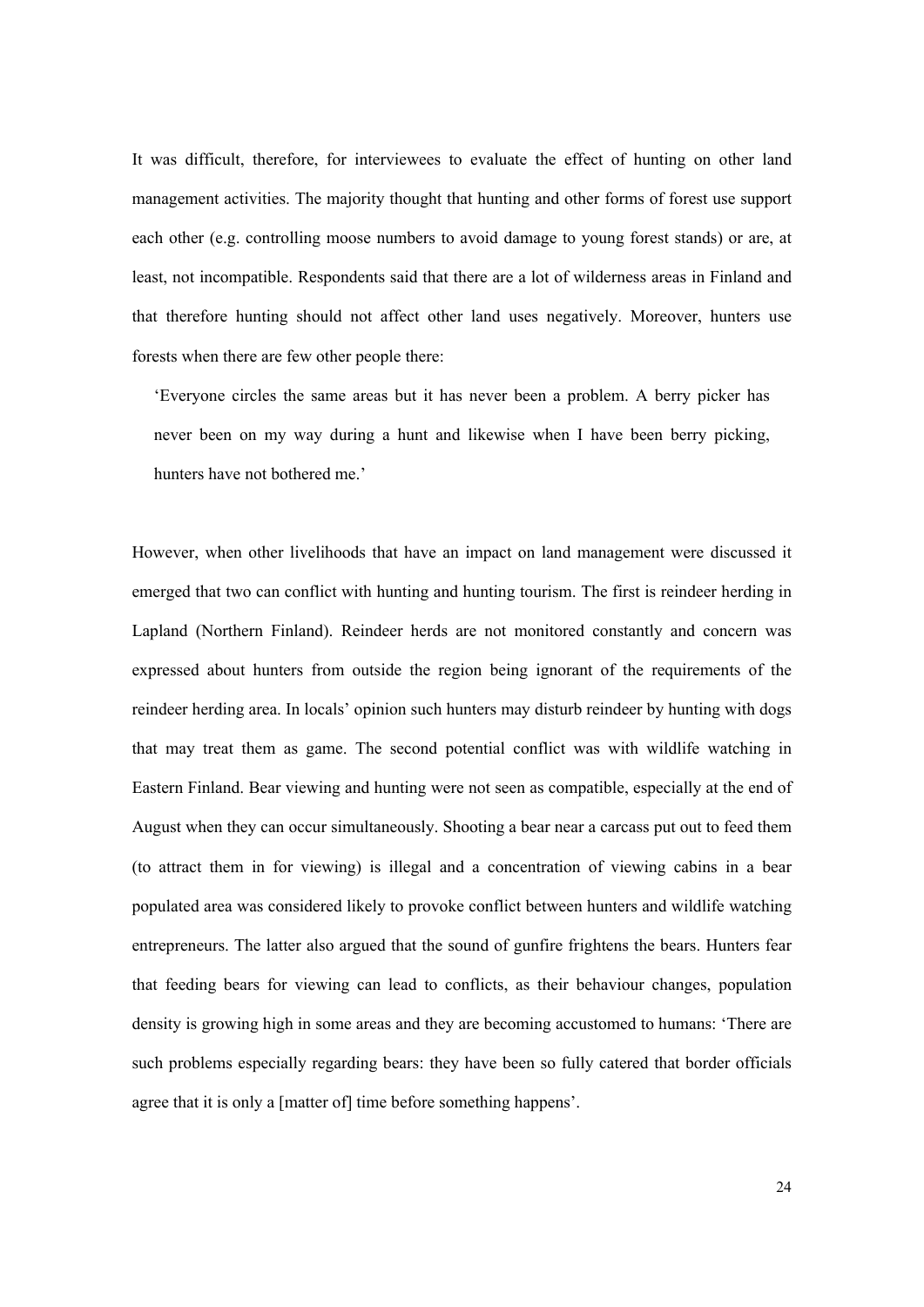It was difficult, therefore, for interviewees to evaluate the effect of hunting on other land management activities. The majority thought that hunting and other forms of forest use support each other (e.g. controlling moose numbers to avoid damage to young forest stands) or are, at least, not incompatible. Respondents said that there are a lot of wilderness areas in Finland and that therefore hunting should not affect other land uses negatively. Moreover, hunters use forests when there are few other people there:

> 'Everyone circles the same areas but it has never been a problem. A berry picker has never been on my way during a hunt and likewise when I have been berry picking, hunters have not bothered me.'

However, when other livelihoods that have an impact on land management were discussed it emerged that two can conflict with hunting and hunting tourism. The first is reindeer herding in Lapland (Northern Finland). Reindeer herds are not monitored constantly and concern was expressed about hunters from outside the region being ignorant of the requirements of the reindeer herding area. In locals' opinion such hunters may disturb reindeer by hunting with dogs that may treat them as game. The second potential conflict was with wildlife watching in Eastern Finland. Bear viewing and hunting were not seen as compatible, especially at the end of August when they can occur simultaneously. Shooting a bear near a carcass put out to feed them (to attract them in for viewing) is illegal and a concentration of viewing cabins in a bear populated area was considered likely to provoke conflict between hunters and wildlife watching entrepreneurs. The latter also argued that the sound of gunfire frightens the bears. Hunters fear that feeding bears for viewing can lead to conflicts, as their behaviour changes, population density is growing high in some areas and they are becoming accustomed to humans: 'There are such problems especially regarding bears: they have been so fully catered that border officials agree that it is only a [matter of] time before something happens'.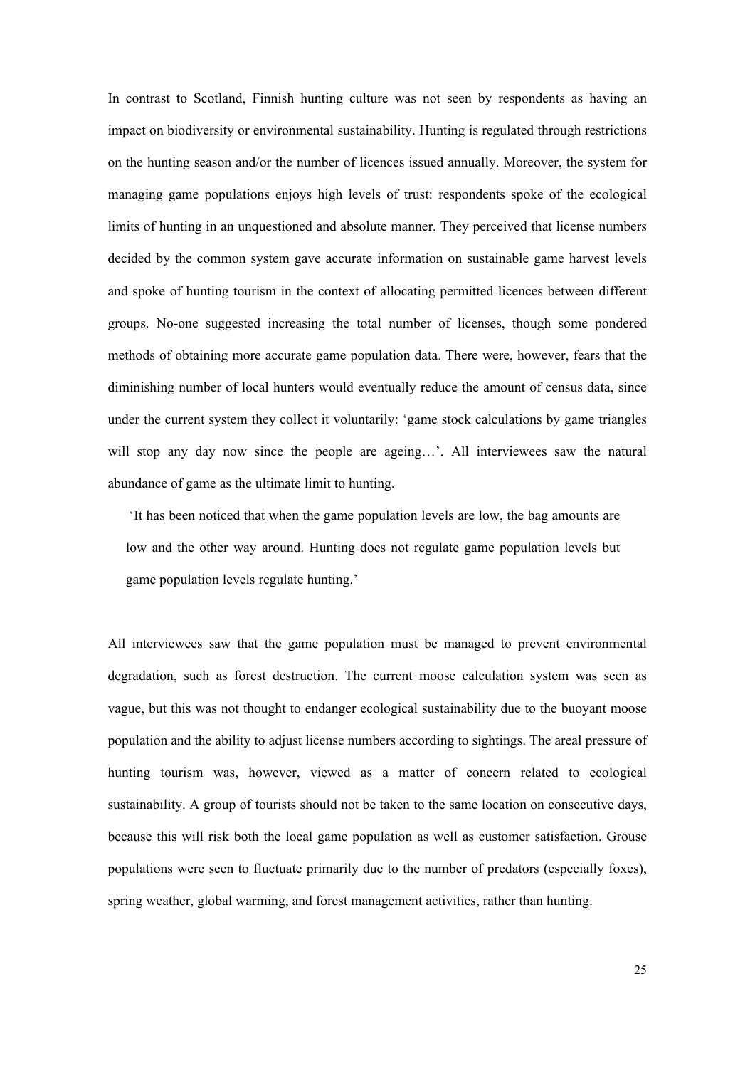In contrast to Scotland, Finnish hunting culture was not seen by respondents as having an impact on biodiversity or environmental sustainability. Hunting is regulated through restrictions on the hunting season and/or the number of licences issued annually. Moreover, the system for managing game populations enjoys high levels of trust: respondents spoke of the ecological limits of hunting in an unquestioned and absolute manner. They perceived that license numbers decided by the common system gave accurate information on sustainable game harvest levels and spoke of hunting tourism in the context of allocating permitted licences between different groups. No-one suggested increasing the total number of licenses, though some pondered methods of obtaining more accurate game population data. There were, however, fears that the diminishing number of local hunters would eventually reduce the amount of census data, since under the current system they collect it voluntarily: 'game stock calculations by game triangles will stop any day now since the people are ageing…'. All interviewees saw the natural abundance of game as the ultimate limit to hunting.

> 'It has been noticed that when the game population levels are low, the bag amounts are low and the other way around. Hunting does not regulate game population levels but game population levels regulate hunting.'

All interviewees saw that the game population must be managed to prevent environmental degradation, such as forest destruction. The current moose calculation system was seen as vague, but this was not thought to endanger ecological sustainability due to the buoyant moose population and the ability to adjust license numbers according to sightings. The areal pressure of hunting tourism was, however, viewed as a matter of concern related to ecological sustainability. A group of tourists should not be taken to the same location on consecutive days, because this will risk both the local game population as well as customer satisfaction. Grouse populations were seen to fluctuate primarily due to the number of predators (especially foxes), spring weather, global warming, and forest management activities, rather than hunting.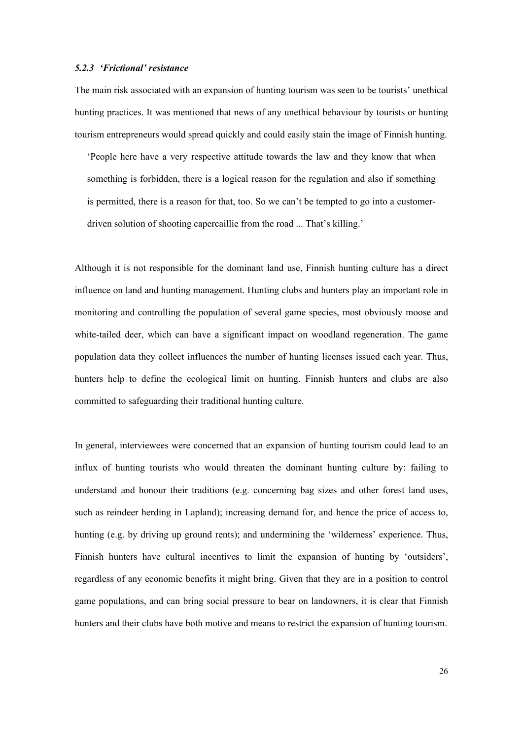#### *5.2.3 'Frictional' resistance*

The main risk associated with an expansion of hunting tourism was seen to be tourists' unethical hunting practices. It was mentioned that news of any unethical behaviour by tourists or hunting tourism entrepreneurs would spread quickly and could easily stain the image of Finnish hunting.

> 'People here have a very respective attitude towards the law and they know that when something is forbidden, there is a logical reason for the regulation and also if something is permitted, there is a reason for that, too. So we can't be tempted to go into a customer-driven solution of shooting capercaillie from the road ... That's killing.'

Although it is not responsible for the dominant land use, Finnish hunting culture has a direct influence on land and hunting management. Hunting clubs and hunters play an important role in monitoring and controlling the population of several game species, most obviously moose and white-tailed deer, which can have a significant impact on woodland regeneration. The game population data they collect influences the number of hunting licenses issued each year. Thus, hunters help to define the ecological limit on hunting. Finnish hunters and clubs are also committed to safeguarding their traditional hunting culture.

In general, interviewees were concerned that an expansion of hunting tourism could lead to an influx of hunting tourists who would threaten the dominant hunting culture by: failing to understand and honour their traditions (e.g. concerning bag sizes and other forest land uses, such as reindeer herding in Lapland); increasing demand for, and hence the price of access to, hunting (e.g. by driving up ground rents); and undermining the 'wilderness' experience. Thus, Finnish hunters have cultural incentives to limit the expansion of hunting by 'outsiders', regardless of any economic benefits it might bring. Given that they are in a position to control game populations, and can bring social pressure to bear on landowners, it is clear that Finnish hunters and their clubs have both motive and means to restrict the expansion of hunting tourism.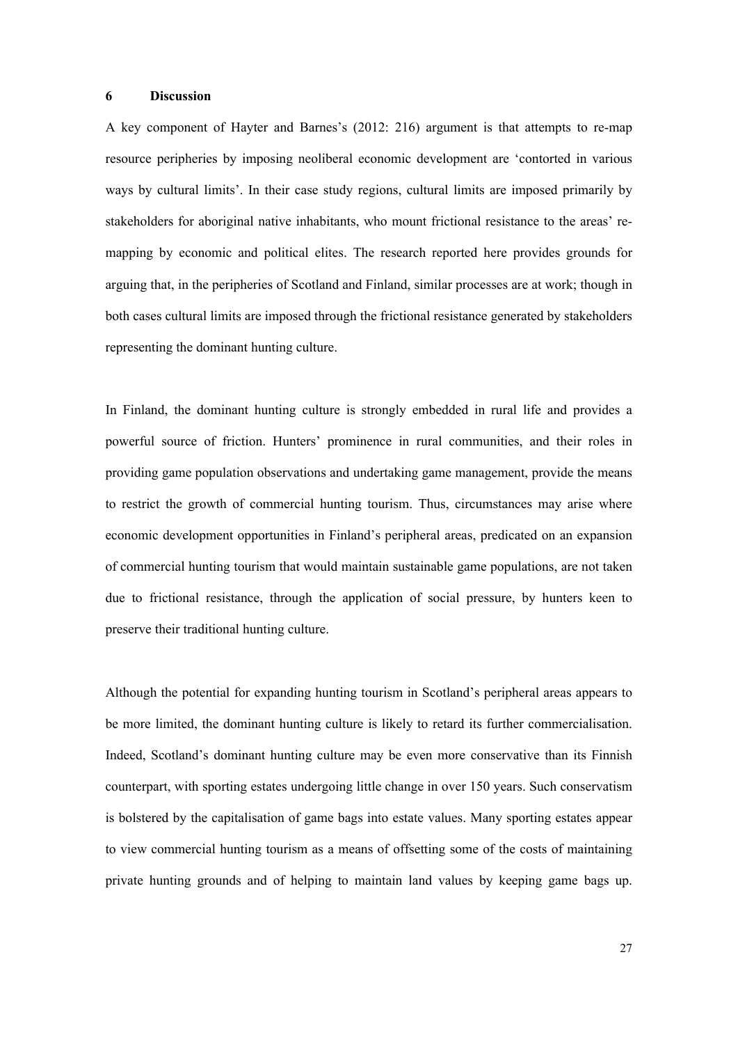## 6 Discussion

A key component of Hayter and Barnes's (2012: 216) argument is that attempts to re-map resource peripheries by imposing neoliberal economic development are 'contorted in various ways by cultural limits'. In their case study regions, cultural limits are imposed primarily by stakeholders for aboriginal native inhabitants, who mount frictional resistance to the areas' re-mapping by economic and political elites. The research reported here provides grounds for arguing that, in the peripheries of Scotland and Finland, similar processes are at work; though in both cases cultural limits are imposed through the frictional resistance generated by stakeholders representing the dominant hunting culture.

In Finland, the dominant hunting culture is strongly embedded in rural life and provides a powerful source of friction. Hunters' prominence in rural communities, and their roles in providing game population observations and undertaking game management, provide the means to restrict the growth of commercial hunting tourism. Thus, circumstances may arise where economic development opportunities in Finland's peripheral areas, predicated on an expansion of commercial hunting tourism that would maintain sustainable game populations, are not taken due to frictional resistance, through the application of social pressure, by hunters keen to preserve their traditional hunting culture.

Although the potential for expanding hunting tourism in Scotland's peripheral areas appears to be more limited, the dominant hunting culture is likely to retard its further commercialisation. Indeed, Scotland's dominant hunting culture may be even more conservative than its Finnish counterpart, with sporting estates undergoing little change in over 150 years. Such conservatism is bolstered by the capitalisation of game bags into estate values. Many sporting estates appear to view commercial hunting tourism as a means of offsetting some of the costs of maintaining private hunting grounds and of helping to maintain land values by keeping game bags up.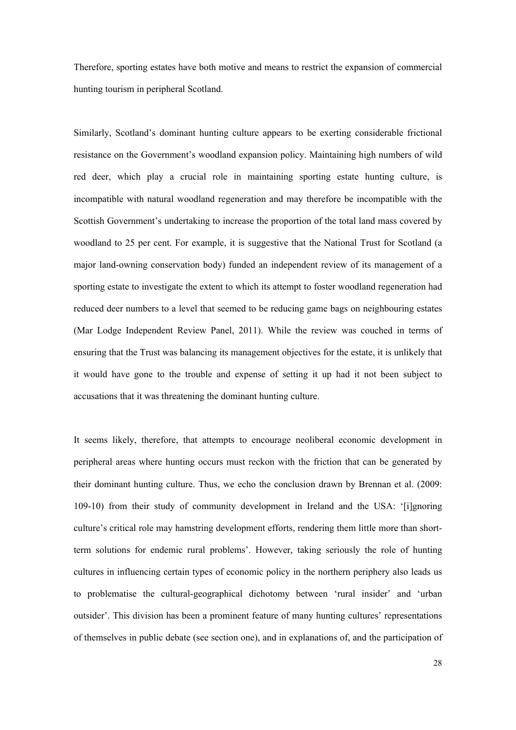Therefore, sporting estates have both motive and means to restrict the expansion of commercial hunting tourism in peripheral Scotland.

Similarly, Scotland's dominant hunting culture appears to be exerting considerable frictional resistance on the Government's woodland expansion policy. Maintaining high numbers of wild red deer, which play a crucial role in maintaining sporting estate hunting culture, is incompatible with natural woodland regeneration and may therefore be incompatible with the Scottish Government's undertaking to increase the proportion of the total land mass covered by woodland to 25 per cent. For example, it is suggestive that the National Trust for Scotland (a major land-owning conservation body) funded an independent review of its management of a sporting estate to investigate the extent to which its attempt to foster woodland regeneration had reduced deer numbers to a level that seemed to be reducing game bags on neighbouring estates (Mar Lodge Independent Review Panel, 2011). While the review was couched in terms of ensuring that the Trust was balancing its management objectives for the estate, it is unlikely that it would have gone to the trouble and expense of setting it up had it not been subject to accusations that it was threatening the dominant hunting culture.

It seems likely, therefore, that attempts to encourage neoliberal economic development in peripheral areas where hunting occurs must reckon with the friction that can be generated by their dominant hunting culture. Thus, we echo the conclusion drawn by Brennan et al. (2009: 109-10) from their study of community development in Ireland and the USA: '[i]gnoring culture's critical role may hamstring development efforts, rendering them little more than short-term solutions for endemic rural problems'. However, taking seriously the role of hunting cultures in influencing certain types of economic policy in the northern periphery also leads us to problematise the cultural-geographical dichotomy between 'rural insider' and 'urban outsider'. This division has been a prominent feature of many hunting cultures' representations of themselves in public debate (see section one), and in explanations of, and the participation of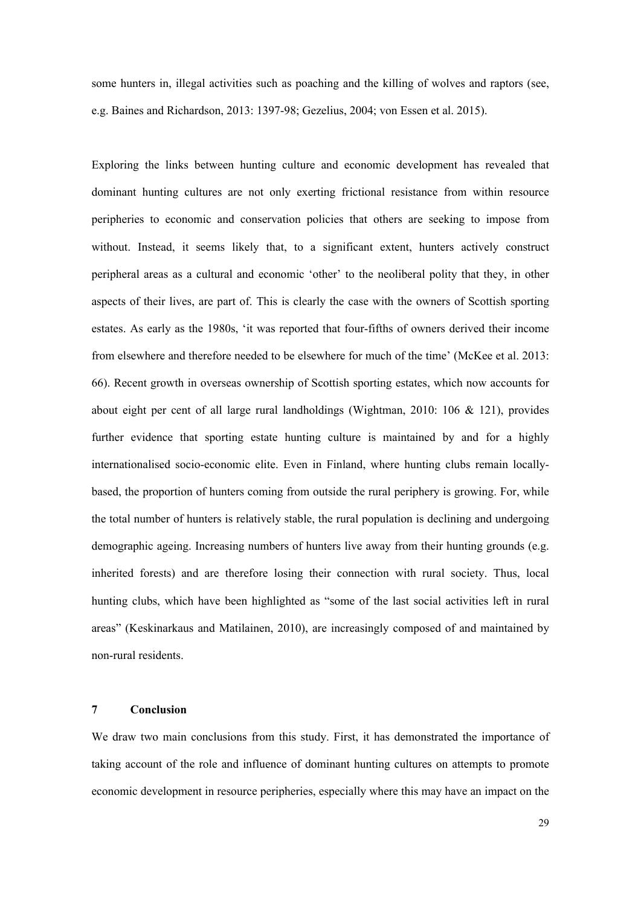some hunters in, illegal activities such as poaching and the killing of wolves and raptors (see, e.g. Baines and Richardson, 2013: 1397-98; Gezelius, 2004; von Essen et al. 2015).

Exploring the links between hunting culture and economic development has revealed that dominant hunting cultures are not only exerting frictional resistance from within resource peripheries to economic and conservation policies that others are seeking to impose from without. Instead, it seems likely that, to a significant extent, hunters actively construct peripheral areas as a cultural and economic 'other' to the neoliberal polity that they, in other aspects of their lives, are part of. This is clearly the case with the owners of Scottish sporting estates. As early as the 1980s, 'it was reported that four-fifths of owners derived their income from elsewhere and therefore needed to be elsewhere for much of the time' (McKee et al. 2013: 66). Recent growth in overseas ownership of Scottish sporting estates, which now accounts for about eight per cent of all large rural landholdings (Wightman, 2010: 106 & 121), provides further evidence that sporting estate hunting culture is maintained by and for a highly internationalised socio-economic elite. Even in Finland, where hunting clubs remain locally-based, the proportion of hunters coming from outside the rural periphery is growing. For, while the total number of hunters is relatively stable, the rural population is declining and undergoing demographic ageing. Increasing numbers of hunters live away from their hunting grounds (e.g. inherited forests) and are therefore losing their connection with rural society. Thus, local hunting clubs, which have been highlighted as "some of the last social activities left in rural areas" (Keskinarkaus and Matilainen, 2010), are increasingly composed of and maintained by non-rural residents.

## 7 Conclusion

We draw two main conclusions from this study. First, it has demonstrated the importance of taking account of the role and influence of dominant hunting cultures on attempts to promote economic development in resource peripheries, especially where this may have an impact on the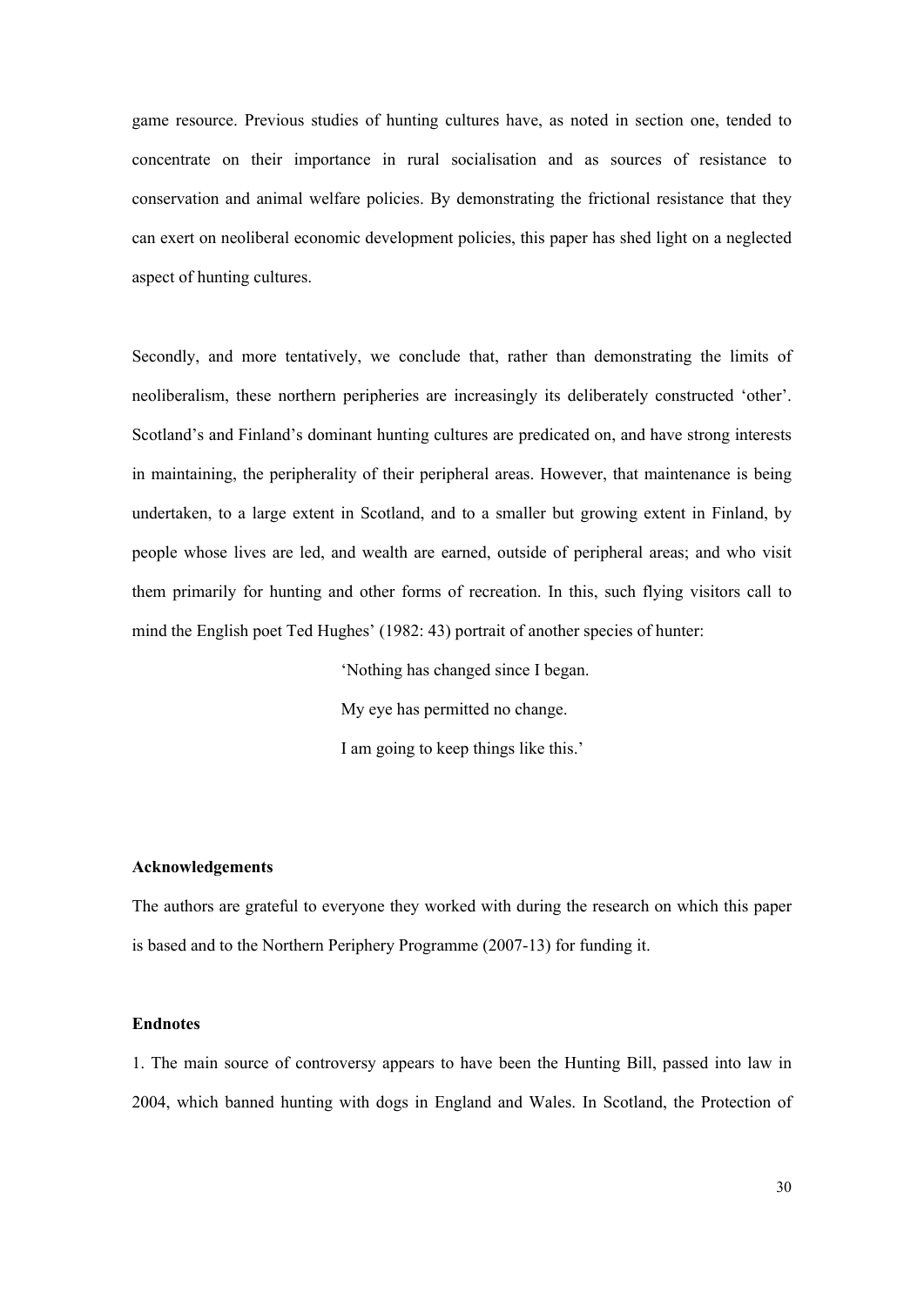game resource. Previous studies of hunting cultures have, as noted in section one, tended to concentrate on their importance in rural socialisation and as sources of resistance to conservation and animal welfare policies. By demonstrating the frictional resistance that they can exert on neoliberal economic development policies, this paper has shed light on a neglected aspect of hunting cultures.

Secondly, and more tentatively, we conclude that, rather than demonstrating the limits of neoliberalism, these northern peripheries are increasingly its deliberately constructed 'other'. Scotland's and Finland's dominant hunting cultures are predicated on, and have strong interests in maintaining, the peripherality of their peripheral areas. However, that maintenance is being undertaken, to a large extent in Scotland, and to a smaller but growing extent in Finland, by people whose lives are led, and wealth are earned, outside of peripheral areas; and who visit them primarily for hunting and other forms of recreation. In this, such flying visitors call to mind the English poet Ted Hughes' (1982: 43) portrait of another species of hunter:

> 'Nothing has changed since I began.
> My eye has permitted no change.
> I am going to keep things like this.'

#### Acknowledgements

The authors are grateful to everyone they worked with during the research on which this paper is based and to the Northern Periphery Programme (2007-13) for funding it.

#### Endnotes

1. The main source of controversy appears to have been the Hunting Bill, passed into law in 2004, which banned hunting with dogs in England and Wales. In Scotland, the Protection of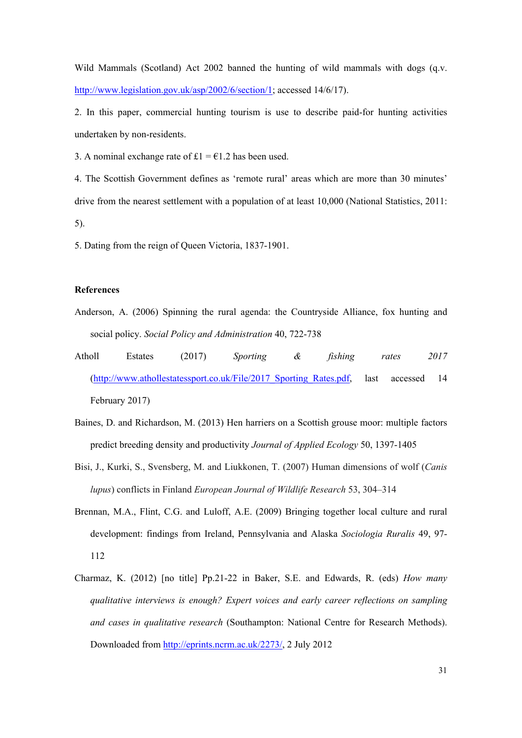Wild Mammals (Scotland) Act 2002 banned the hunting of wild mammals with dogs (q.v. http://www.legislation.gov.uk/asp/2002/6/section/1; accessed 14/6/17).

2. In this paper, commercial hunting tourism is use to describe paid-for hunting activities undertaken by non-residents.

3. A nominal exchange rate of £1 = €1.2 has been used.

4. The Scottish Government defines as 'remote rural' areas which are more than 30 minutes' drive from the nearest settlement with a population of at least 10,000 (National Statistics, 2011: 5).

5. Dating from the reign of Queen Victoria, 1837-1901.

**References**

Anderson, A. (2006) Spinning the rural agenda: the Countryside Alliance, fox hunting and social policy. *Social Policy and Administration* 40, 722-738

Atholl Estates (2017) *Sporting & fishing rates 2017* (http://www.athollestatessport.co.uk/File/2017_Sporting_Rates.pdf, last accessed 14 February 2017)

Baines, D. and Richardson, M. (2013) Hen harriers on a Scottish grouse moor: multiple factors predict breeding density and productivity *Journal of Applied Ecology* 50, 1397-1405

Bisi, J., Kurki, S., Svensberg, M. and Liukkonen, T. (2007) Human dimensions of wolf (*Canis lupus*) conflicts in Finland *European Journal of Wildlife Research* 53, 304–314

Brennan, M.A., Flint, C.G. and Luloff, A.E. (2009) Bringing together local culture and rural development: findings from Ireland, Pennsylvania and Alaska *Sociologia Ruralis* 49, 97-112

Charmaz, K. (2012) [no title] Pp.21-22 in Baker, S.E. and Edwards, R. (eds) *How many qualitative interviews is enough? Expert voices and early career reflections on sampling and cases in qualitative research* (Southampton: National Centre for Research Methods). Downloaded from http://eprints.ncrm.ac.uk/2273/, 2 July 2012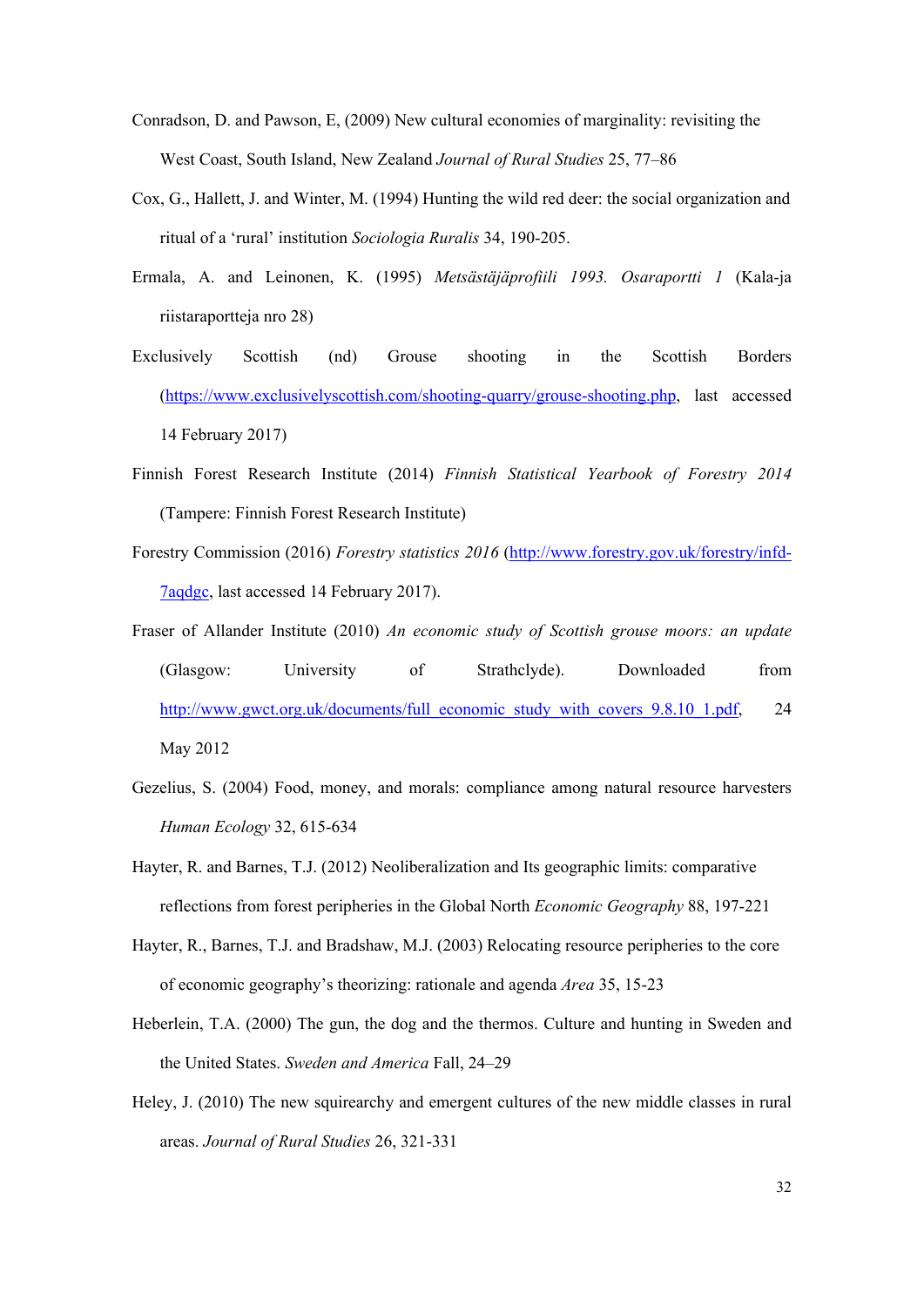Conradson, D. and Pawson, E, (2009) New cultural economies of marginality: revisiting the West Coast, South Island, New Zealand *Journal of Rural Studies* 25, 77–86

Cox, G., Hallett, J. and Winter, M. (1994) Hunting the wild red deer: the social organization and ritual of a 'rural' institution *Sociologia Ruralis* 34, 190-205.

Ermala, A. and Leinonen, K. (1995) *Metsästäjäprofiili 1993. Osaraportti 1* (Kala-ja riistaraportteja nro 28)

Exclusively Scottish (nd) Grouse shooting in the Scottish Borders (https://www.exclusivelyscottish.com/shooting-quarry/grouse-shooting.php, last accessed 14 February 2017)

Finnish Forest Research Institute (2014) *Finnish Statistical Yearbook of Forestry 2014* (Tampere: Finnish Forest Research Institute)

Forestry Commission (2016) *Forestry statistics 2016* (http://www.forestry.gov.uk/forestry/infd-7aqdgc, last accessed 14 February 2017).

Fraser of Allander Institute (2010) *An economic study of Scottish grouse moors: an update* (Glasgow: University of Strathclyde). Downloaded from http://www.gwct.org.uk/documents/full_economic_study_with_covers_9.8.10_1.pdf, 24 May 2012

Gezelius, S. (2004) Food, money, and morals: compliance among natural resource harvesters *Human Ecology* 32, 615-634

Hayter, R. and Barnes, T.J. (2012) Neoliberalization and Its geographic limits: comparative reflections from forest peripheries in the Global North *Economic Geography* 88, 197-221

Hayter, R., Barnes, T.J. and Bradshaw, M.J. (2003) Relocating resource peripheries to the core of economic geography's theorizing: rationale and agenda *Area* 35, 15-23

Heberlein, T.A. (2000) The gun, the dog and the thermos. Culture and hunting in Sweden and the United States. *Sweden and America* Fall, 24–29

Heley, J. (2010) The new squirearchy and emergent cultures of the new middle classes in rural areas. *Journal of Rural Studies* 26, 321-331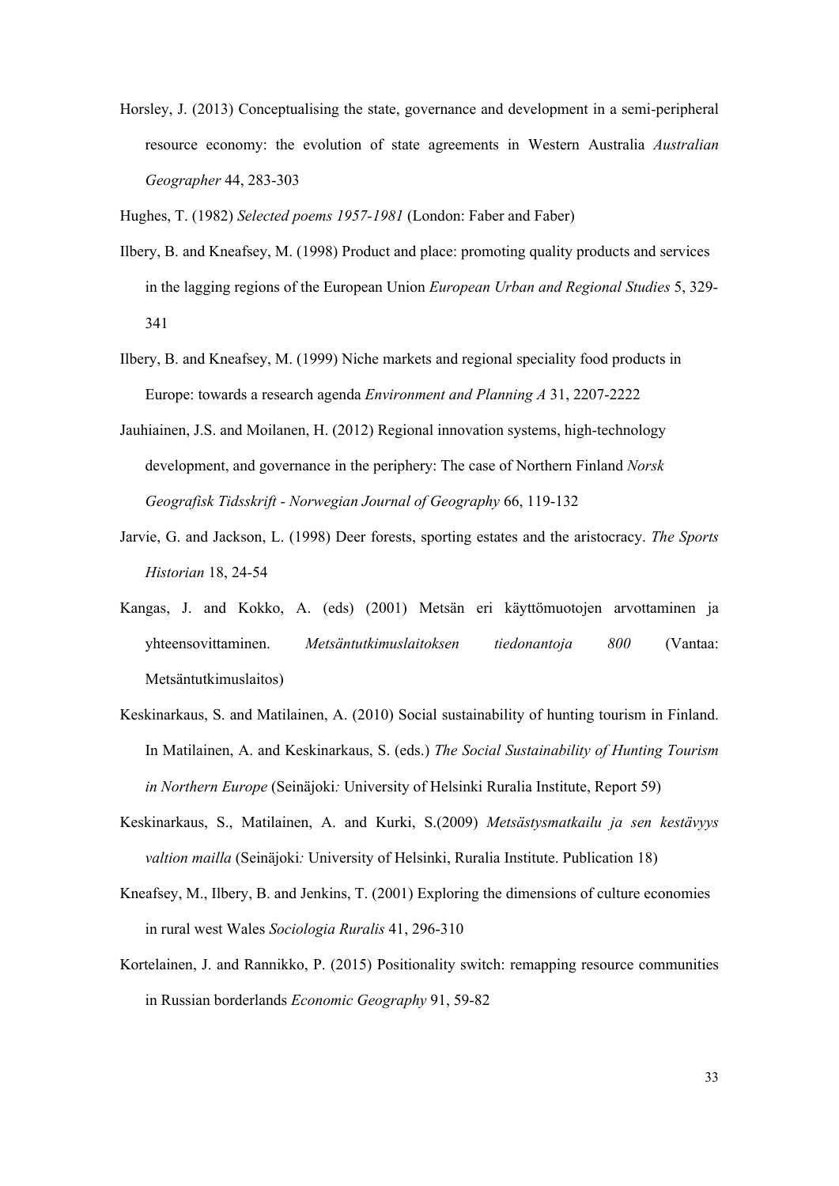Horsley, J. (2013) Conceptualising the state, governance and development in a semi-peripheral resource economy: the evolution of state agreements in Western Australia *Australian Geographer* 44, 283-303

Hughes, T. (1982) *Selected poems 1957-1981* (London: Faber and Faber)

Ilbery, B. and Kneafsey, M. (1998) Product and place: promoting quality products and services in the lagging regions of the European Union *European Urban and Regional Studies* 5, 329-341

Ilbery, B. and Kneafsey, M. (1999) Niche markets and regional speciality food products in Europe: towards a research agenda *Environment and Planning A* 31, 2207-2222

Jauhiainen, J.S. and Moilanen, H. (2012) Regional innovation systems, high-technology development, and governance in the periphery: The case of Northern Finland *Norsk Geografisk Tidsskrift - Norwegian Journal of Geography* 66, 119-132

Jarvie, G. and Jackson, L. (1998) Deer forests, sporting estates and the aristocracy. *The Sports Historian* 18, 24-54

Kangas, J. and Kokko, A. (eds) (2001) Metsän eri käyttömuotojen arvottaminen ja yhteensovittaminen. *Metsäntutkimuslaitoksen tiedonantoja 800* (Vantaa: Metsäntutkimuslaitos)

Keskinarkaus, S. and Matilainen, A. (2010) Social sustainability of hunting tourism in Finland. In Matilainen, A. and Keskinarkaus, S. (eds.) *The Social Sustainability of Hunting Tourism in Northern Europe* (Seinäjoki*:* University of Helsinki Ruralia Institute, Report 59)

Keskinarkaus, S., Matilainen, A. and Kurki, S.(2009) *Metsästysmatkailu ja sen kestävyys valtion mailla* (Seinäjoki*:* University of Helsinki, Ruralia Institute. Publication 18)

Kneafsey, M., Ilbery, B. and Jenkins, T. (2001) Exploring the dimensions of culture economies in rural west Wales *Sociologia Ruralis* 41, 296-310

Kortelainen, J. and Rannikko, P. (2015) Positionality switch: remapping resource communities in Russian borderlands *Economic Geography* 91, 59-82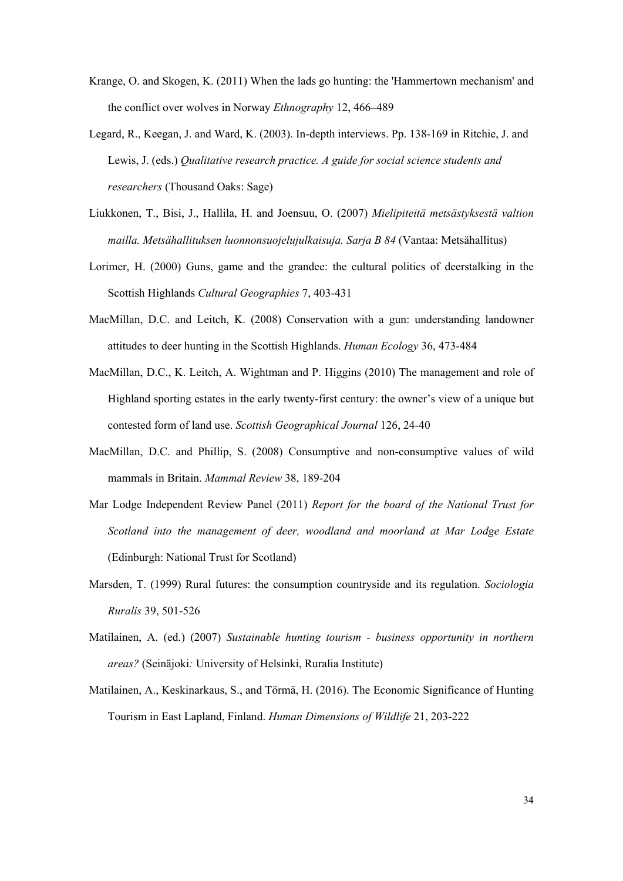Krange, O. and Skogen, K. (2011) When the lads go hunting: the 'Hammertown mechanism' and the conflict over wolves in Norway *Ethnography* 12, 466–489

Legard, R., Keegan, J. and Ward, K. (2003). In-depth interviews. Pp. 138-169 in Ritchie, J. and Lewis, J. (eds.) *Qualitative research practice. A guide for social science students and researchers* (Thousand Oaks: Sage)

Liukkonen, T., Bisi, J., Hallila, H. and Joensuu, O. (2007) *Mielipiteitä metsästyksestä valtion mailla. Metsähallituksen luonnonsuojelujulkaisuja. Sarja B 84* (Vantaa: Metsähallitus)

Lorimer, H. (2000) Guns, game and the grandee: the cultural politics of deerstalking in the Scottish Highlands *Cultural Geographies* 7, 403-431

MacMillan, D.C. and Leitch, K. (2008) Conservation with a gun: understanding landowner attitudes to deer hunting in the Scottish Highlands. *Human Ecology* 36, 473-484

MacMillan, D.C., K. Leitch, A. Wightman and P. Higgins (2010) The management and role of Highland sporting estates in the early twenty-first century: the owner's view of a unique but contested form of land use. *Scottish Geographical Journal* 126, 24-40

MacMillan, D.C. and Phillip, S. (2008) Consumptive and non-consumptive values of wild mammals in Britain. *Mammal Review* 38, 189-204

Mar Lodge Independent Review Panel (2011) *Report for the board of the National Trust for Scotland into the management of deer, woodland and moorland at Mar Lodge Estate* (Edinburgh: National Trust for Scotland)

Marsden, T. (1999) Rural futures: the consumption countryside and its regulation. *Sociologia Ruralis* 39, 501-526

Matilainen, A. (ed.) (2007) *Sustainable hunting tourism - business opportunity in northern areas?* (Seinäjoki*:* University of Helsinki, Ruralia Institute)

Matilainen, A., Keskinarkaus, S., and Törmä, H. (2016). The Economic Significance of Hunting Tourism in East Lapland, Finland. *Human Dimensions of Wildlife* 21, 203-222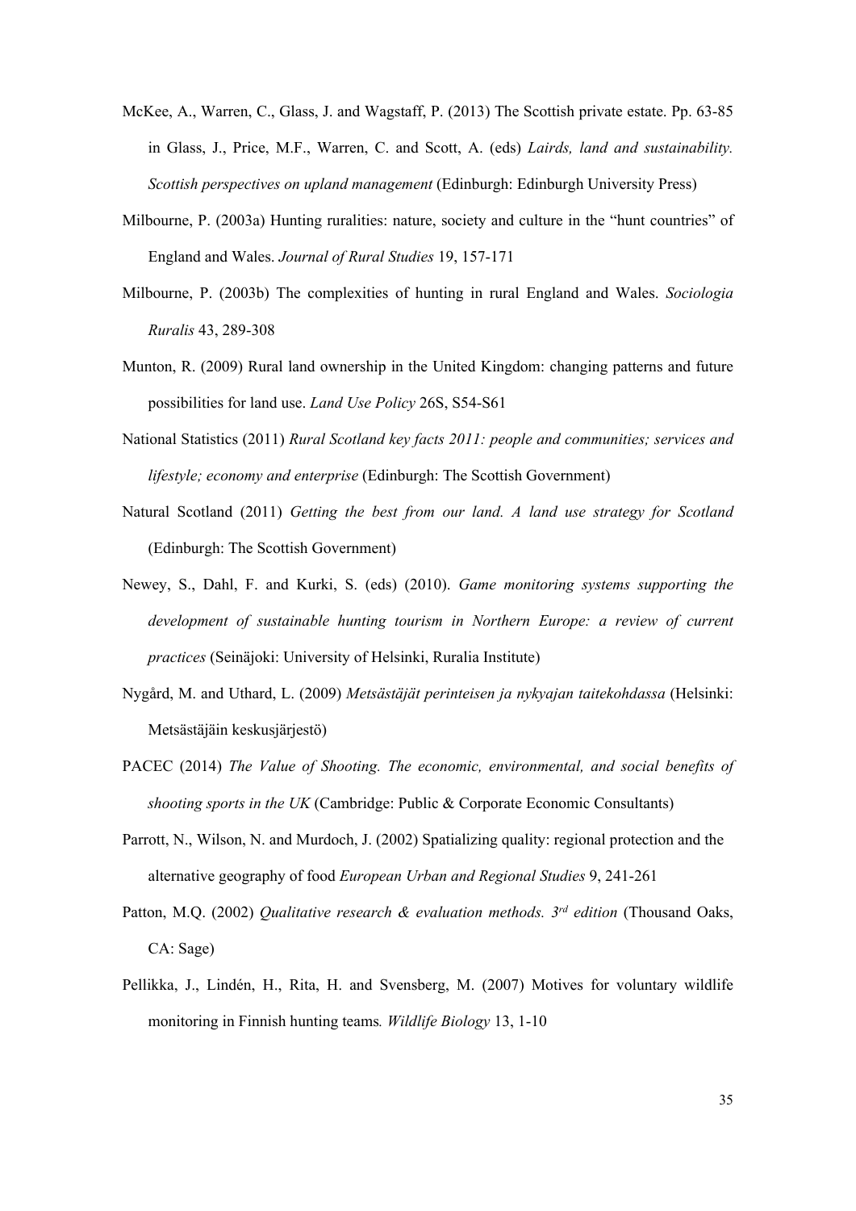McKee, A., Warren, C., Glass, J. and Wagstaff, P. (2013) The Scottish private estate. Pp. 63-85 in Glass, J., Price, M.F., Warren, C. and Scott, A. (eds) *Lairds, land and sustainability. Scottish perspectives on upland management* (Edinburgh: Edinburgh University Press)

Milbourne, P. (2003a) Hunting ruralities: nature, society and culture in the "hunt countries" of England and Wales. *Journal of Rural Studies* 19, 157-171

Milbourne, P. (2003b) The complexities of hunting in rural England and Wales. *Sociologia Ruralis* 43, 289-308

Munton, R. (2009) Rural land ownership in the United Kingdom: changing patterns and future possibilities for land use. *Land Use Policy* 26S, S54-S61

National Statistics (2011) *Rural Scotland key facts 2011: people and communities; services and lifestyle; economy and enterprise* (Edinburgh: The Scottish Government)

Natural Scotland (2011) *Getting the best from our land. A land use strategy for Scotland* (Edinburgh: The Scottish Government)

Newey, S., Dahl, F. and Kurki, S. (eds) (2010). *Game monitoring systems supporting the development of sustainable hunting tourism in Northern Europe: a review of current practices* (Seinäjoki: University of Helsinki, Ruralia Institute)

Nygård, M. and Uthard, L. (2009) *Metsästäjät perinteisen ja nykyajan taitekohdassa* (Helsinki: Metsästäjäin keskusjärjestö)

PACEC (2014) *The Value of Shooting. The economic, environmental, and social benefits of shooting sports in the UK* (Cambridge: Public & Corporate Economic Consultants)

Parrott, N., Wilson, N. and Murdoch, J. (2002) Spatializing quality: regional protection and the alternative geography of food *European Urban and Regional Studies* 9, 241-261

Patton, M.Q. (2002) *Qualitative research & evaluation methods. 3rd edition* (Thousand Oaks, CA: Sage)

Pellikka, J., Lindén, H., Rita, H. and Svensberg, M. (2007) Motives for voluntary wildlife monitoring in Finnish hunting teams*. Wildlife Biology* 13, 1-10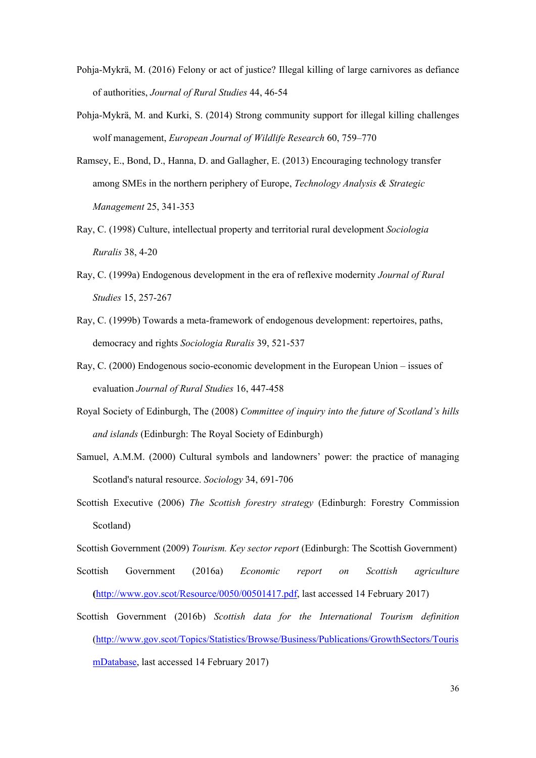Pohja-Mykrä, M. (2016) Felony or act of justice? Illegal killing of large carnivores as defiance of authorities, *Journal of Rural Studies* 44, 46-54

Pohja-Mykrä, M. and Kurki, S. (2014) Strong community support for illegal killing challenges wolf management, *European Journal of Wildlife Research* 60, 759–770

Ramsey, E., Bond, D., Hanna, D. and Gallagher, E. (2013) Encouraging technology transfer among SMEs in the northern periphery of Europe, *Technology Analysis & Strategic Management* 25, 341-353

Ray, C. (1998) Culture, intellectual property and territorial rural development *Sociologia Ruralis* 38, 4-20

Ray, C. (1999a) Endogenous development in the era of reflexive modernity *Journal of Rural Studies* 15, 257-267

Ray, C. (1999b) Towards a meta-framework of endogenous development: repertoires, paths, democracy and rights *Sociologia Ruralis* 39, 521-537

Ray, C. (2000) Endogenous socio-economic development in the European Union – issues of evaluation *Journal of Rural Studies* 16, 447-458

Royal Society of Edinburgh, The (2008) *Committee of inquiry into the future of Scotland's hills and islands* (Edinburgh: The Royal Society of Edinburgh)

Samuel, A.M.M. (2000) Cultural symbols and landowners' power: the practice of managing Scotland's natural resource. *Sociology* 34, 691-706

Scottish Executive (2006) *The Scottish forestry strategy* (Edinburgh: Forestry Commission Scotland)

Scottish Government (2009) *Tourism. Key sector report* (Edinburgh: The Scottish Government)

Scottish Government (2016a) *Economic report on Scottish agriculture* (http://www.gov.scot/Resource/0050/00501417.pdf, last accessed 14 February 2017)

Scottish Government (2016b) *Scottish data for the International Tourism definition* (http://www.gov.scot/Topics/Statistics/Browse/Business/Publications/GrowthSectors/TourismDatabase, last accessed 14 February 2017)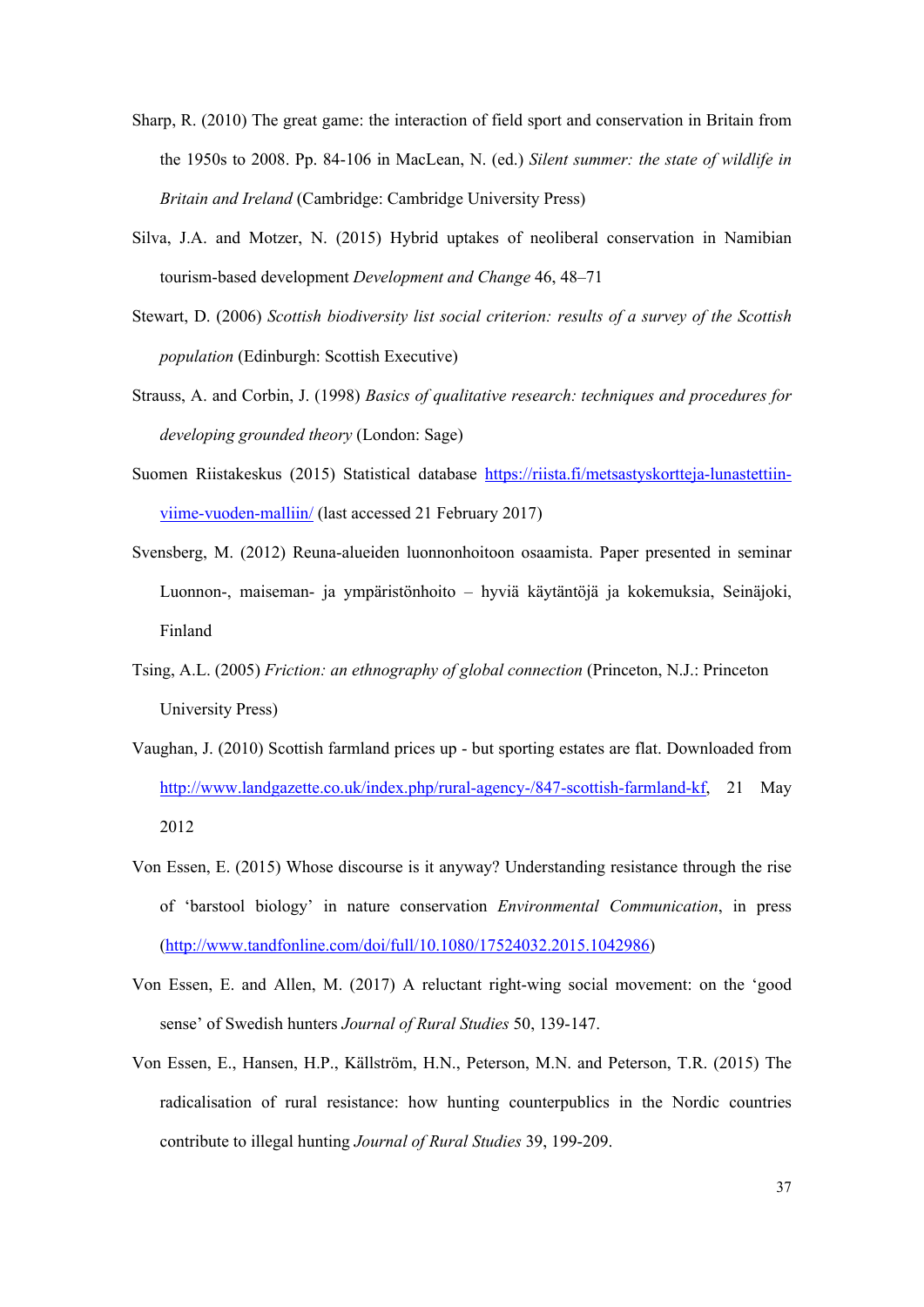Sharp, R. (2010) The great game: the interaction of field sport and conservation in Britain from the 1950s to 2008. Pp. 84-106 in MacLean, N. (ed.) *Silent summer: the state of wildlife in Britain and Ireland* (Cambridge: Cambridge University Press)

Silva, J.A. and Motzer, N. (2015) Hybrid uptakes of neoliberal conservation in Namibian tourism-based development *Development and Change* 46, 48–71

Stewart, D. (2006) *Scottish biodiversity list social criterion: results of a survey of the Scottish population* (Edinburgh: Scottish Executive)

Strauss, A. and Corbin, J. (1998) *Basics of qualitative research: techniques and procedures for developing grounded theory* (London: Sage)

Suomen Riistakeskus (2015) Statistical database https://riista.fi/metsastyskortteja-lunastettiin-viime-vuoden-malliin/ (last accessed 21 February 2017)

Svensberg, M. (2012) Reuna-alueiden luonnonhoitoon osaamista. Paper presented in seminar Luonnon-, maiseman- ja ympäristönhoito – hyviä käytäntöjä ja kokemuksia, Seinäjoki, Finland

Tsing, A.L. (2005) *Friction: an ethnography of global connection* (Princeton, N.J.: Princeton University Press)

Vaughan, J. (2010) Scottish farmland prices up - but sporting estates are flat. Downloaded from http://www.landgazette.co.uk/index.php/rural-agency-/847-scottish-farmland-kf, 21 May 2012

Von Essen, E. (2015) Whose discourse is it anyway? Understanding resistance through the rise of 'barstool biology' in nature conservation *Environmental Communication*, in press (http://www.tandfonline.com/doi/full/10.1080/17524032.2015.1042986)

Von Essen, E. and Allen, M. (2017) A reluctant right-wing social movement: on the 'good sense' of Swedish hunters *Journal of Rural Studies* 50, 139-147.

Von Essen, E., Hansen, H.P., Källström, H.N., Peterson, M.N. and Peterson, T.R. (2015) The radicalisation of rural resistance: how hunting counterpublics in the Nordic countries contribute to illegal hunting *Journal of Rural Studies* 39, 199-209.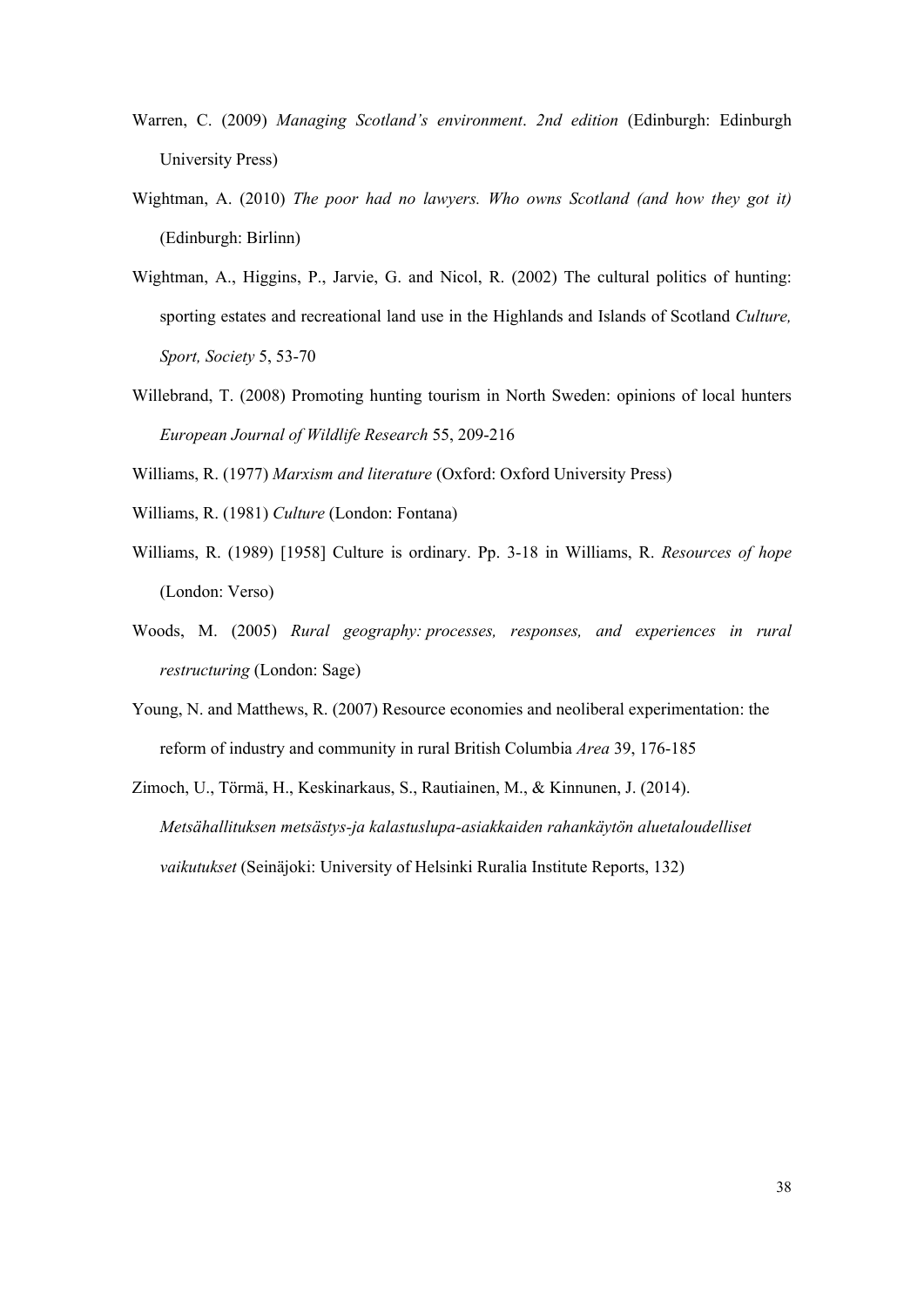Warren, C. (2009) *Managing Scotland's environment*. *2nd edition* (Edinburgh: Edinburgh University Press)

Wightman, A. (2010) *The poor had no lawyers. Who owns Scotland (and how they got it)* (Edinburgh: Birlinn)

Wightman, A., Higgins, P., Jarvie, G. and Nicol, R. (2002) The cultural politics of hunting: sporting estates and recreational land use in the Highlands and Islands of Scotland *Culture, Sport, Society* 5, 53-70

Willebrand, T. (2008) Promoting hunting tourism in North Sweden: opinions of local hunters *European Journal of Wildlife Research* 55, 209-216

Williams, R. (1977) *Marxism and literature* (Oxford: Oxford University Press)

Williams, R. (1981) *Culture* (London: Fontana)

Williams, R. (1989) [1958] Culture is ordinary. Pp. 3-18 in Williams, R. *Resources of hope* (London: Verso)

Woods, M. (2005) *Rural geography: processes, responses, and experiences in rural restructuring* (London: Sage)

Young, N. and Matthews, R. (2007) Resource economies and neoliberal experimentation: the reform of industry and community in rural British Columbia *Area* 39, 176-185

Zimoch, U., Törmä, H., Keskinarkaus, S., Rautiainen, M., & Kinnunen, J. (2014). *Metsähallituksen metsästys-ja kalastuslupa-asiakkaiden rahankäytön aluetaloudelliset vaikutukset* (Seinäjoki: University of Helsinki Ruralia Institute Reports, 132)